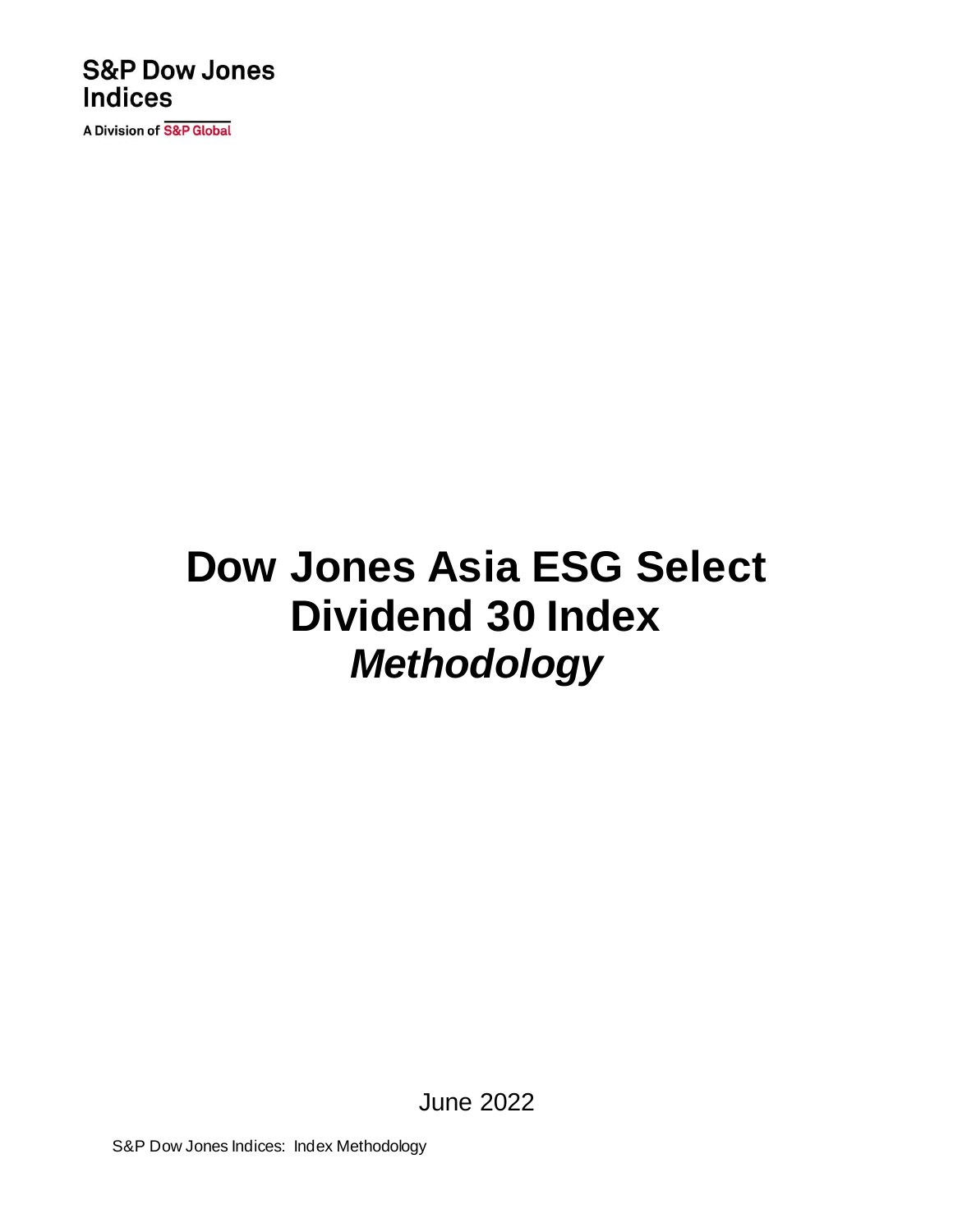S&P Dow Jones Indices

A Division of S&P Global

# Dow Jones Asia ESG Select Dividend 30 Index

## *Methodology*

June 2022

S&P Dow Jones Indices: Index Methodology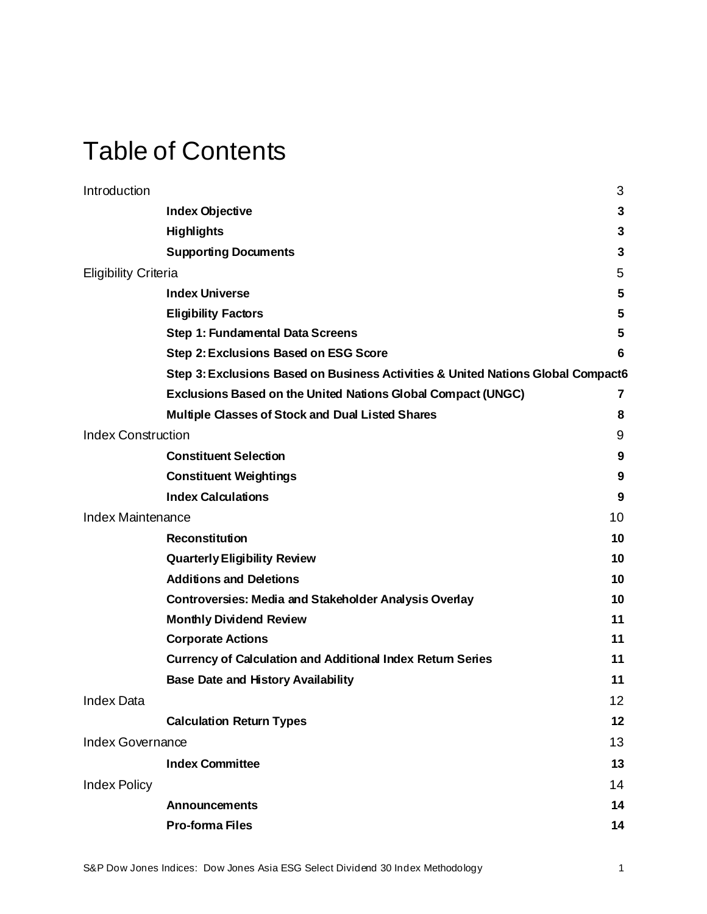# Table of Contents

| | | |
|---|---|---|
| Introduction | | 3 |
| | **Index Objective** | **3** |
| | **Highlights** | **3** |
| | **Supporting Documents** | **3** |
| Eligibility Criteria | | 5 |
| | **Index Universe** | **5** |
| | **Eligibility Factors** | **5** |
| | **Step 1: Fundamental Data Screens** | **5** |
| | **Step 2: Exclusions Based on ESG Score** | **6** |
| | **Step 3: Exclusions Based on Business Activities & United Nations Global Compact** | **6** |
| | **Exclusions Based on the United Nations Global Compact (UNGC)** | **7** |
| | **Multiple Classes of Stock and Dual Listed Shares** | **8** |
| Index Construction | | 9 |
| | **Constituent Selection** | **9** |
| | **Constituent Weightings** | **9** |
| | **Index Calculations** | **9** |
| Index Maintenance | | 10 |
| | **Reconstitution** | **10** |
| | **Quarterly Eligibility Review** | **10** |
| | **Additions and Deletions** | **10** |
| | **Controversies: Media and Stakeholder Analysis Overlay** | **10** |
| | **Monthly Dividend Review** | **11** |
| | **Corporate Actions** | **11** |
| | **Currency of Calculation and Additional Index Return Series** | **11** |
| | **Base Date and History Availability** | **11** |
| Index Data | | 12 |
| | **Calculation Return Types** | **12** |
| Index Governance | | 13 |
| | **Index Committee** | **13** |
| Index Policy | | 14 |
| | **Announcements** | **14** |
| | **Pro-forma Files** | **14** |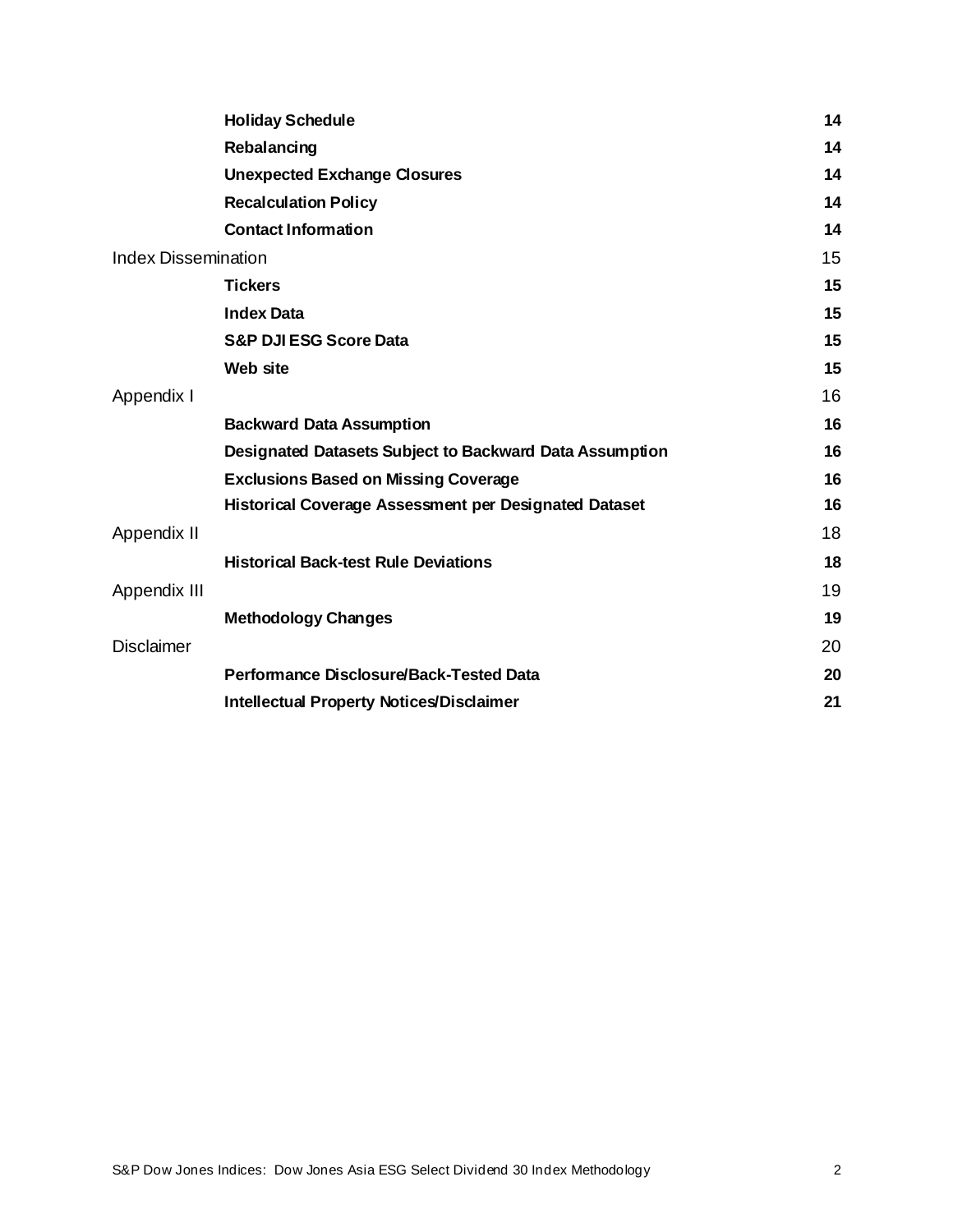| | | |
|---|---|---|
| | **Holiday Schedule** | **14** |
| | **Rebalancing** | **14** |
| | **Unexpected Exchange Closures** | **14** |
| | **Recalculation Policy** | **14** |
| | **Contact Information** | **14** |
| Index Dissemination | | 15 |
| | **Tickers** | **15** |
| | **Index Data** | **15** |
| | **S&P DJI ESG Score Data** | **15** |
| | **Web site** | **15** |
| Appendix I | | 16 |
| | **Backward Data Assumption** | **16** |
| | **Designated Datasets Subject to Backward Data Assumption** | **16** |
| | **Exclusions Based on Missing Coverage** | **16** |
| | **Historical Coverage Assessment per Designated Dataset** | **16** |
| Appendix II | | 18 |
| | **Historical Back-test Rule Deviations** | **18** |
| Appendix III | | 19 |
| | **Methodology Changes** | **19** |
| Disclaimer | | 20 |
| | **Performance Disclosure/Back-Tested Data** | **20** |
| | **Intellectual Property Notices/Disclaimer** | **21** |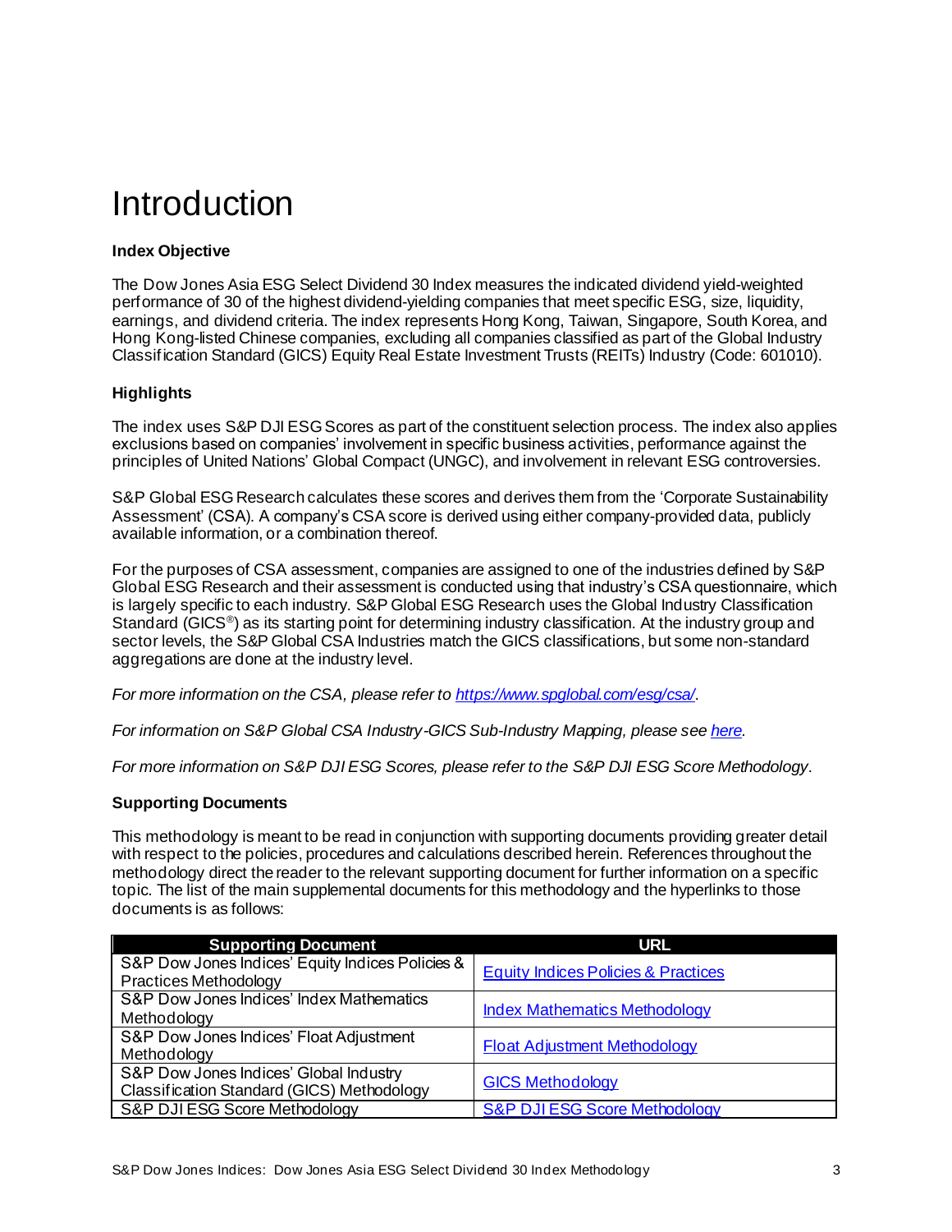# Introduction

**Index Objective**

The Dow Jones Asia ESG Select Dividend 30 Index measures the indicated dividend yield-weighted performance of 30 of the highest dividend-yielding companies that meet specific ESG, size, liquidity, earnings, and dividend criteria. The index represents Hong Kong, Taiwan, Singapore, South Korea, and Hong Kong-listed Chinese companies, excluding all companies classified as part of the Global Industry Classification Standard (GICS) Equity Real Estate Investment Trusts (REITs) Industry (Code: 601010).

**Highlights**

The index uses S&P DJI ESG Scores as part of the constituent selection process. The index also applies exclusions based on companies' involvement in specific business activities, performance against the principles of United Nations' Global Compact (UNGC), and involvement in relevant ESG controversies.

S&P Global ESG Research calculates these scores and derives them from the 'Corporate Sustainability Assessment' (CSA). A company's CSA score is derived using either company-provided data, publicly available information, or a combination thereof.

For the purposes of CSA assessment, companies are assigned to one of the industries defined by S&P Global ESG Research and their assessment is conducted using that industry's CSA questionnaire, which is largely specific to each industry. S&P Global ESG Research uses the Global Industry Classification Standard (GICS®) as its starting point for determining industry classification. At the industry group and sector levels, the S&P Global CSA Industries match the GICS classifications, but some non-standard aggregations are done at the industry level.

*For more information on the CSA, please refer to https://www.spglobal.com/esg/csa/.*

*For information on S&P Global CSA Industry-GICS Sub-Industry Mapping, please see here.*

*For more information on S&P DJI ESG Scores, please refer to the S&P DJI ESG Score Methodology.*

**Supporting Documents**

This methodology is meant to be read in conjunction with supporting documents providing greater detail with respect to the policies, procedures and calculations described herein. References throughout the methodology direct the reader to the relevant supporting document for further information on a specific topic. The list of the main supplemental documents for this methodology and the hyperlinks to those documents is as follows:

| Supporting Document | URL |
|---|---|
| S&P Dow Jones Indices' Equity Indices Policies & Practices Methodology | Equity Indices Policies & Practices |
| S&P Dow Jones Indices' Index Mathematics Methodology | Index Mathematics Methodology |
| S&P Dow Jones Indices' Float Adjustment Methodology | Float Adjustment Methodology |
| S&P Dow Jones Indices' Global Industry Classification Standard (GICS) Methodology | GICS Methodology |
| S&P DJI ESG Score Methodology | S&P DJI ESG Score Methodology |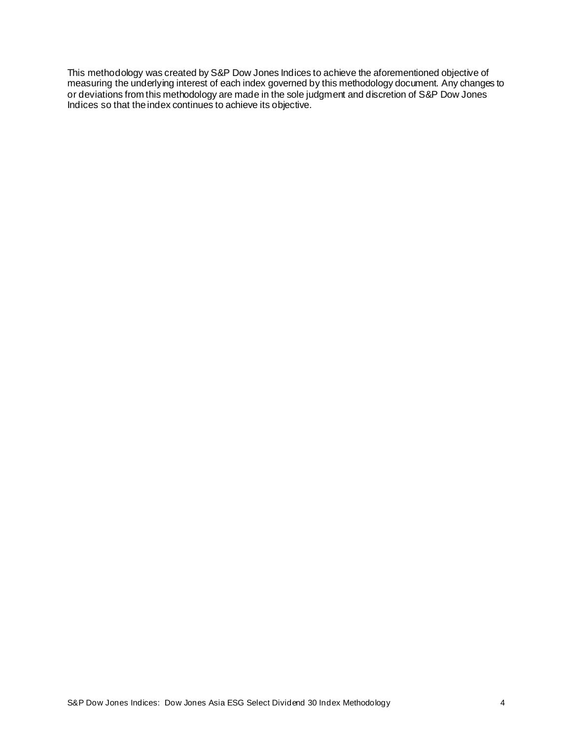This methodology was created by S&P Dow Jones Indices to achieve the aforementioned objective of measuring the underlying interest of each index governed by this methodology document. Any changes to or deviations from this methodology are made in the sole judgment and discretion of S&P Dow Jones Indices so that the index continues to achieve its objective.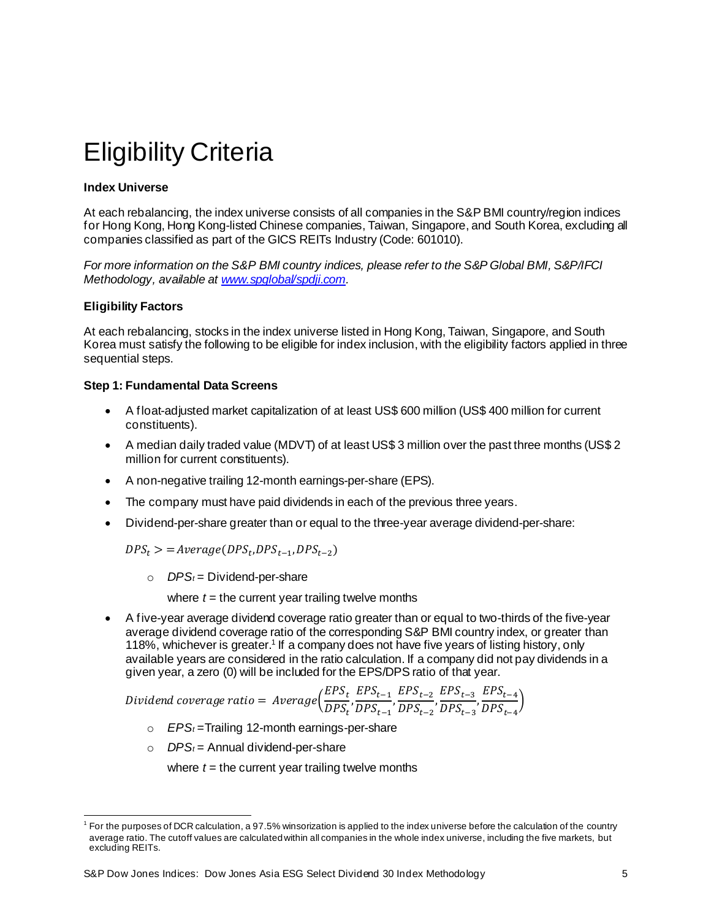# Eligibility Criteria

**Index Universe**

At each rebalancing, the index universe consists of all companies in the S&P BMI country/region indices for Hong Kong, Hong Kong-listed Chinese companies, Taiwan, Singapore, and South Korea, excluding all companies classified as part of the GICS REITs Industry (Code: 601010).

*For more information on the S&P BMI country indices, please refer to the S&P Global BMI, S&P/IFCI Methodology, available at [www.spglobal/spdji.com](www.spglobal/spdji.com).*

**Eligibility Factors**

At each rebalancing, stocks in the index universe listed in Hong Kong, Taiwan, Singapore, and South Korea must satisfy the following to be eligible for index inclusion, with the eligibility factors applied in three sequential steps.

**Step 1: Fundamental Data Screens**

- A float-adjusted market capitalization of at least US$ 600 million (US$ 400 million for current constituents).
- A median daily traded value (MDVT) of at least US$ 3 million over the past three months (US$ 2 million for current constituents).
- A non-negative trailing 12-month earnings-per-share (EPS).
- The company must have paid dividends in each of the previous three years.
- Dividend-per-share greater than or equal to the three-year average dividend-per-share:

  $$DPS_t >= Average(DPS_t, DPS_{t-1}, DPS_{t-2})$$

  - $DPS_t$ = Dividend-per-share

    where $t$ = the current year trailing twelve months

- A five-year average dividend coverage ratio greater than or equal to two-thirds of the five-year average dividend coverage ratio of the corresponding S&P BMI country index, or greater than 118%, whichever is greater.[1] If a company does not have five years of listing history, only available years are considered in the ratio calculation. If a company did not pay dividends in a given year, a zero (0) will be included for the EPS/DPS ratio of that year.

  $$Dividend\ coverage\ ratio = Average\left(\frac{EPS_t}{DPS_t}, \frac{EPS_{t-1}}{DPS_{t-1}}, \frac{EPS_{t-2}}{DPS_{t-2}}, \frac{EPS_{t-3}}{DPS_{t-3}}, \frac{EPS_{t-4}}{DPS_{t-4}}\right)$$

  - $EPS_t$ =Trailing 12-month earnings-per-share
  - $DPS_t$ = Annual dividend-per-share

    where $t$ = the current year trailing twelve months

[1] For the purposes of DCR calculation, a 97.5% winsorization is applied to the index universe before the calculation of the country average ratio. The cutoff values are calculated within all companies in the whole index universe, including the five markets, but excluding REITs.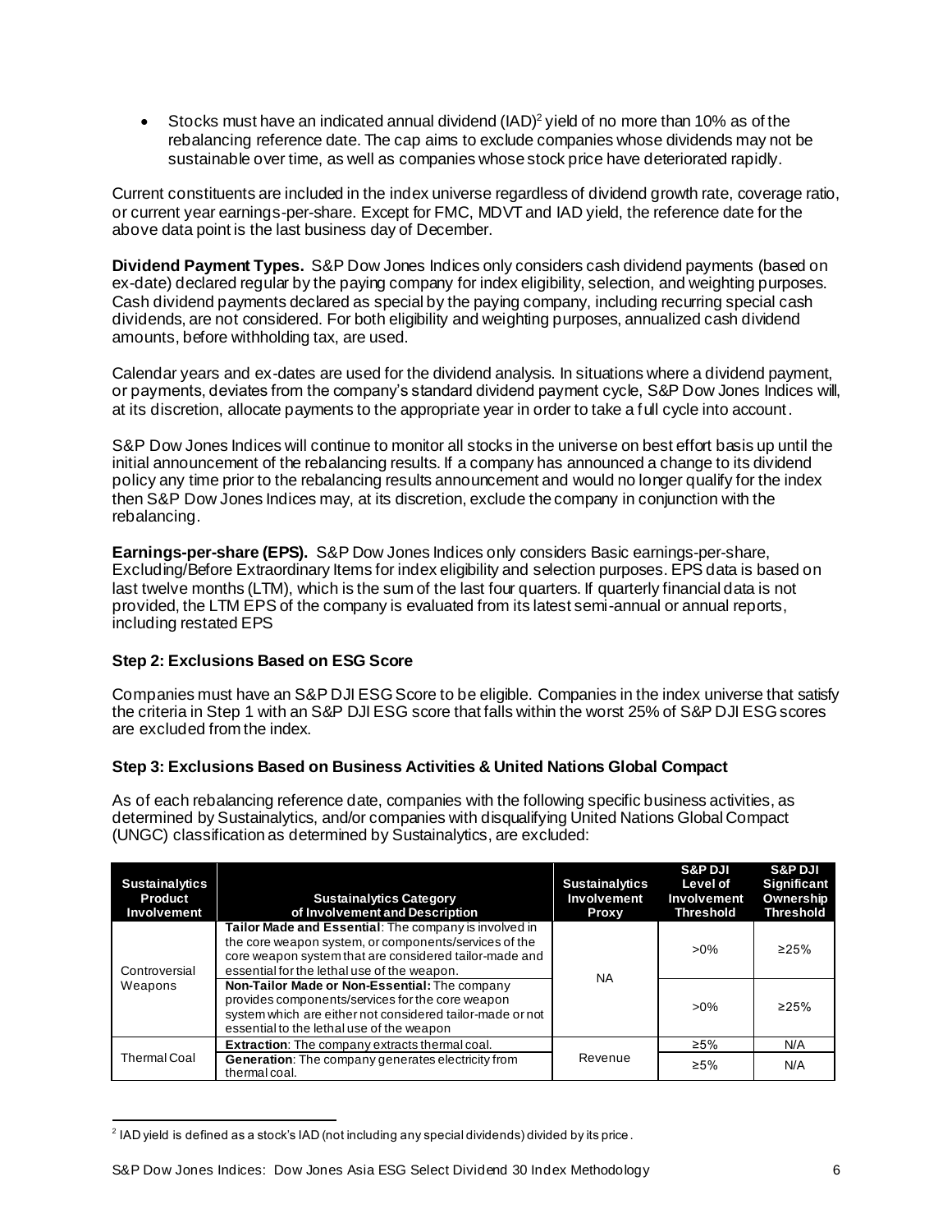- Stocks must have an indicated annual dividend (IAD)[2] yield of no more than 10% as of the rebalancing reference date. The cap aims to exclude companies whose dividends may not be sustainable over time, as well as companies whose stock price have deteriorated rapidly.

Current constituents are included in the index universe regardless of dividend growth rate, coverage ratio, or current year earnings-per-share. Except for FMC, MDVT and IAD yield, the reference date for the above data point is the last business day of December.

**Dividend Payment Types.** S&P Dow Jones Indices only considers cash dividend payments (based on ex-date) declared regular by the paying company for index eligibility, selection, and weighting purposes. Cash dividend payments declared as special by the paying company, including recurring special cash dividends, are not considered. For both eligibility and weighting purposes, annualized cash dividend amounts, before withholding tax, are used.

Calendar years and ex-dates are used for the dividend analysis. In situations where a dividend payment, or payments, deviates from the company's standard dividend payment cycle, S&P Dow Jones Indices will, at its discretion, allocate payments to the appropriate year in order to take a full cycle into account.

S&P Dow Jones Indices will continue to monitor all stocks in the universe on best effort basis up until the initial announcement of the rebalancing results. If a company has announced a change to its dividend policy any time prior to the rebalancing results announcement and would no longer qualify for the index then S&P Dow Jones Indices may, at its discretion, exclude the company in conjunction with the rebalancing.

**Earnings-per-share (EPS).** S&P Dow Jones Indices only considers Basic earnings-per-share, Excluding/Before Extraordinary Items for index eligibility and selection purposes. EPS data is based on last twelve months (LTM), which is the sum of the last four quarters. If quarterly financial data is not provided, the LTM EPS of the company is evaluated from its latest semi-annual or annual reports, including restated EPS

### Step 2: Exclusions Based on ESG Score

Companies must have an S&P DJI ESG Score to be eligible. Companies in the index universe that satisfy the criteria in Step 1 with an S&P DJI ESG score that falls within the worst 25% of S&P DJI ESG scores are excluded from the index.

### Step 3: Exclusions Based on Business Activities & United Nations Global Compact

As of each rebalancing reference date, companies with the following specific business activities, as determined by Sustainalytics, and/or companies with disqualifying United Nations Global Compact (UNGC) classification as determined by Sustainalytics, are excluded:

| Sustainalytics Product Involvement | Sustainalytics Category of Involvement and Description | Sustainalytics Involvement Proxy | S&P DJI Level of Involvement Threshold | S&P DJI Significant Ownership Threshold |
|---|---|---|---|---|
| Controversial Weapons | **Tailor Made and Essential**: The company is involved in the core weapon system, or components/services of the core weapon system that are considered tailor-made and essential for the lethal use of the weapon. | NA | >0% | ≥25% |
| | **Non-Tailor Made or Non-Essential:** The company provides components/services for the core weapon system which are either not considered tailor-made or not essential to the lethal use of the weapon | | >0% | ≥25% |
| Thermal Coal | **Extraction**: The company extracts thermal coal. | Revenue | ≥5% | N/A |
| | **Generation**: The company generates electricity from thermal coal. | | ≥5% | N/A |

[2] IAD yield is defined as a stock's IAD (not including any special dividends) divided by its price.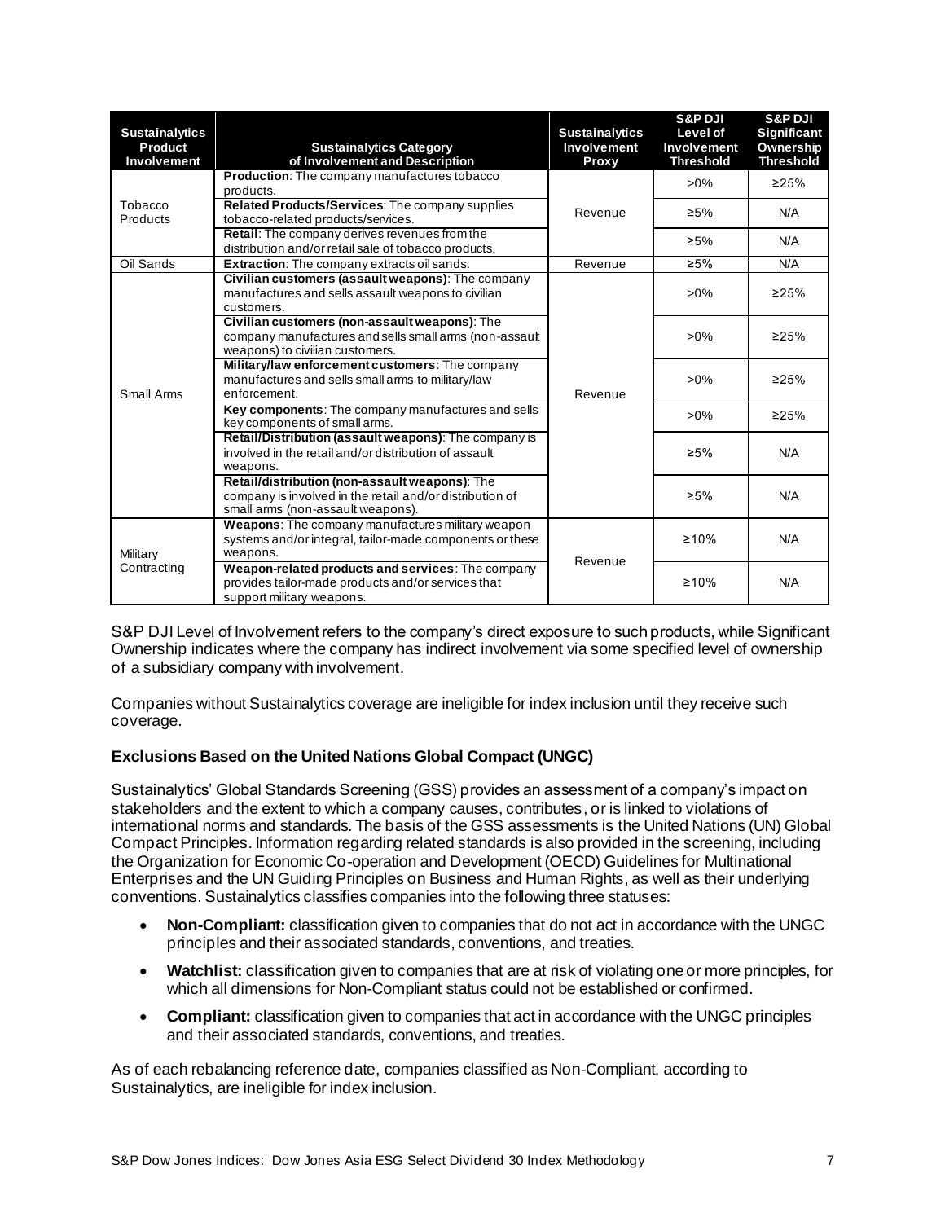| Sustainalytics Product Involvement | Sustainalytics Category of Involvement and Description | Sustainalytics Involvement Proxy | S&P DJI Level of Involvement Threshold | S&P DJI Significant Ownership Threshold |
|---|---|---|---|---|
| Tobacco Products | **Production**: The company manufactures tobacco products. | Revenue | >0% | ≥25% |
| | **Related Products/Services**: The company supplies tobacco-related products/services. | | ≥5% | N/A |
| | **Retail**: The company derives revenues from the distribution and/or retail sale of tobacco products. | | ≥5% | N/A |
| Oil Sands | **Extraction**: The company extracts oil sands. | Revenue | ≥5% | N/A |
| Small Arms | **Civilian customers (assault weapons)**: The company manufactures and sells assault weapons to civilian customers. | Revenue | >0% | ≥25% |
| | **Civilian customers (non-assault weapons)**: The company manufactures and sells small arms (non-assault weapons) to civilian customers. | | >0% | ≥25% |
| | **Military/law enforcement customers**: The company manufactures and sells small arms to military/law enforcement. | | >0% | ≥25% |
| | **Key components**: The company manufactures and sells key components of small arms. | | >0% | ≥25% |
| | **Retail/Distribution (assault weapons)**: The company is involved in the retail and/or distribution of assault weapons. | | ≥5% | N/A |
| | **Retail/distribution (non-assault weapons)**: The company is involved in the retail and/or distribution of small arms (non-assault weapons). | | ≥5% | N/A |
| Military Contracting | **Weapons**: The company manufactures military weapon systems and/or integral, tailor-made components or these weapons. | Revenue | ≥10% | N/A |
| | **Weapon-related products and services**: The company provides tailor-made products and/or services that support military weapons. | | ≥10% | N/A |

S&P DJI Level of Involvement refers to the company's direct exposure to such products, while Significant Ownership indicates where the company has indirect involvement via some specified level of ownership of a subsidiary company with involvement.

Companies without Sustainalytics coverage are ineligible for index inclusion until they receive such coverage.

### Exclusions Based on the United Nations Global Compact (UNGC)

Sustainalytics' Global Standards Screening (GSS) provides an assessment of a company's impact on stakeholders and the extent to which a company causes, contributes, or is linked to violations of international norms and standards. The basis of the GSS assessments is the United Nations (UN) Global Compact Principles. Information regarding related standards is also provided in the screening, including the Organization for Economic Co-operation and Development (OECD) Guidelines for Multinational Enterprises and the UN Guiding Principles on Business and Human Rights, as well as their underlying conventions. Sustainalytics classifies companies into the following three statuses:

- **Non-Compliant:** classification given to companies that do not act in accordance with the UNGC principles and their associated standards, conventions, and treaties.
- **Watchlist:** classification given to companies that are at risk of violating one or more principles, for which all dimensions for Non-Compliant status could not be established or confirmed.
- **Compliant:** classification given to companies that act in accordance with the UNGC principles and their associated standards, conventions, and treaties.

As of each rebalancing reference date, companies classified as Non-Compliant, according to Sustainalytics, are ineligible for index inclusion.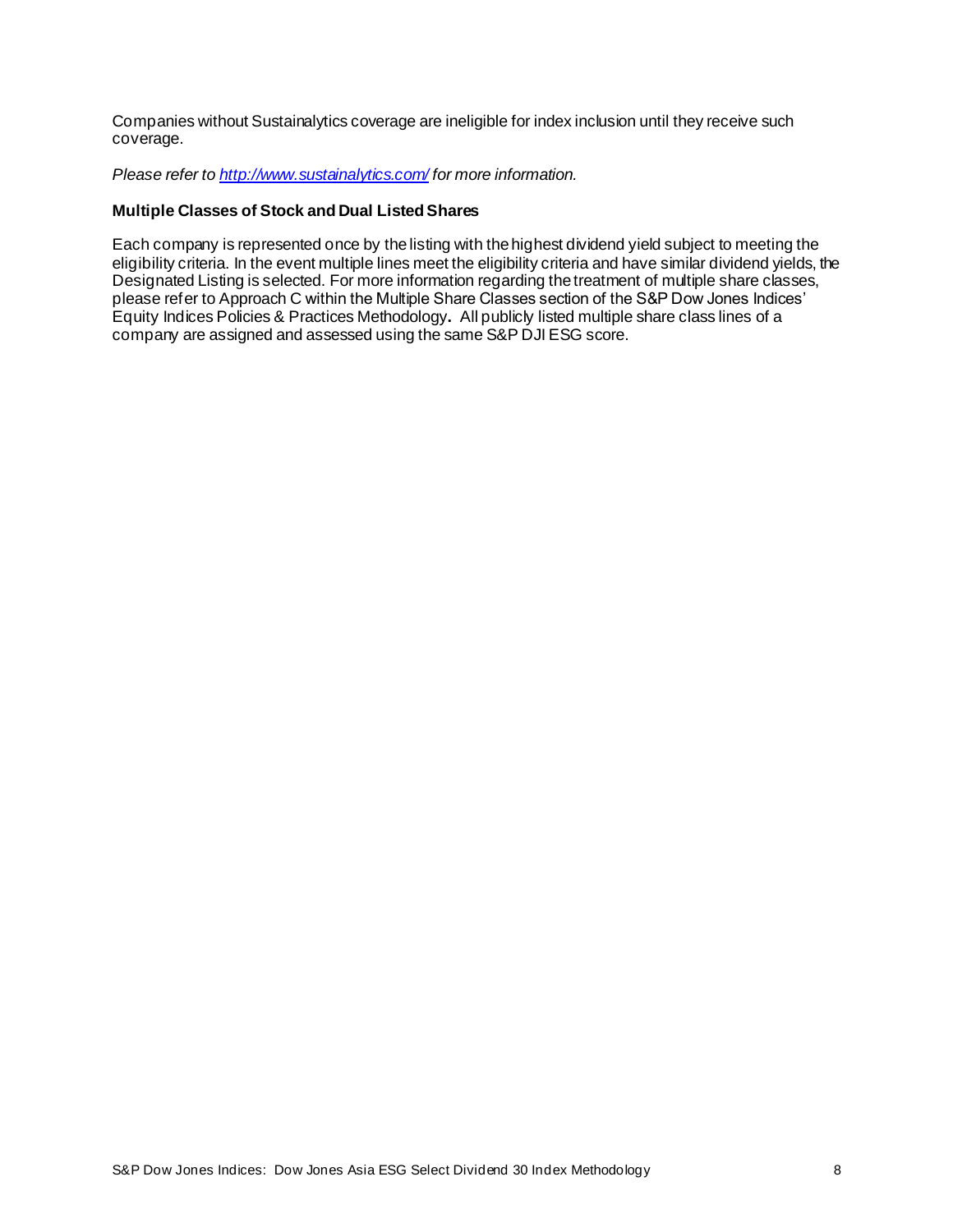Companies without Sustainalytics coverage are ineligible for index inclusion until they receive such coverage.

*Please refer to [http://www.sustainalytics.com/](http://www.sustainalytics.com/) for more information.*

**Multiple Classes of Stock and Dual Listed Shares**

Each company is represented once by the listing with the highest dividend yield subject to meeting the eligibility criteria. In the event multiple lines meet the eligibility criteria and have similar dividend yields, the Designated Listing is selected. For more information regarding the treatment of multiple share classes, please refer to Approach C within the Multiple Share Classes section of the S&P Dow Jones Indices' Equity Indices Policies & Practices Methodology**.** All publicly listed multiple share class lines of a company are assigned and assessed using the same S&P DJI ESG score.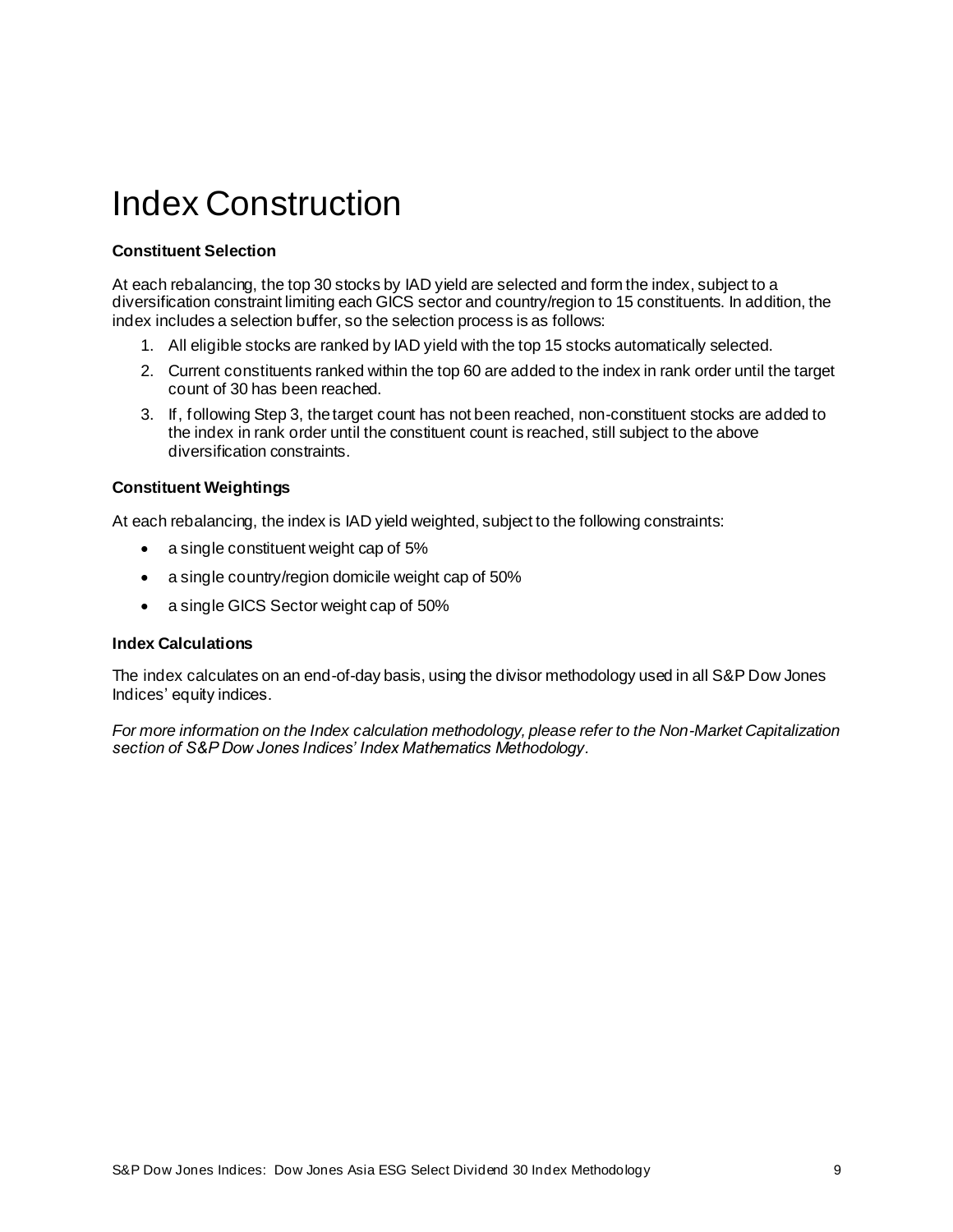# Index Construction

### Constituent Selection

At each rebalancing, the top 30 stocks by IAD yield are selected and form the index, subject to a diversification constraint limiting each GICS sector and country/region to 15 constituents. In addition, the index includes a selection buffer, so the selection process is as follows:

1. All eligible stocks are ranked by IAD yield with the top 15 stocks automatically selected.
2. Current constituents ranked within the top 60 are added to the index in rank order until the target count of 30 has been reached.
3. If, following Step 3, the target count has not been reached, non-constituent stocks are added to the index in rank order until the constituent count is reached, still subject to the above diversification constraints.

### Constituent Weightings

At each rebalancing, the index is IAD yield weighted, subject to the following constraints:

- a single constituent weight cap of 5%
- a single country/region domicile weight cap of 50%
- a single GICS Sector weight cap of 50%

### Index Calculations

The index calculates on an end-of-day basis, using the divisor methodology used in all S&P Dow Jones Indices' equity indices.

*For more information on the Index calculation methodology, please refer to the Non-Market Capitalization section of S&P Dow Jones Indices' Index Mathematics Methodology.*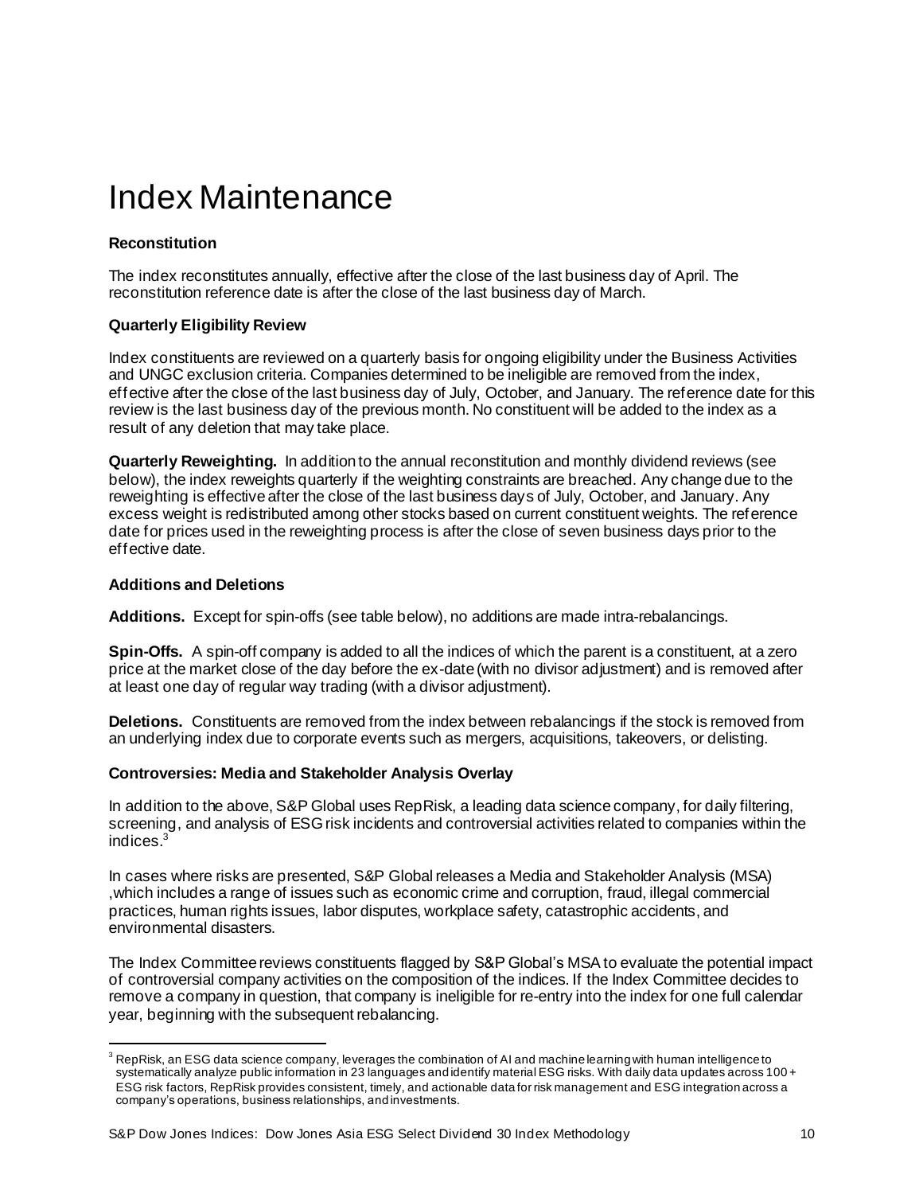# Index Maintenance

### Reconstitution

The index reconstitutes annually, effective after the close of the last business day of April. The reconstitution reference date is after the close of the last business day of March.

### Quarterly Eligibility Review

Index constituents are reviewed on a quarterly basis for ongoing eligibility under the Business Activities and UNGC exclusion criteria. Companies determined to be ineligible are removed from the index, effective after the close of the last business day of July, October, and January. The reference date for this review is the last business day of the previous month. No constituent will be added to the index as a result of any deletion that may take place.

**Quarterly Reweighting.** In addition to the annual reconstitution and monthly dividend reviews (see below), the index reweights quarterly if the weighting constraints are breached. Any change due to the reweighting is effective after the close of the last business days of July, October, and January. Any excess weight is redistributed among other stocks based on current constituent weights. The reference date for prices used in the reweighting process is after the close of seven business days prior to the effective date.

### Additions and Deletions

**Additions.** Except for spin-offs (see table below), no additions are made intra-rebalancings.

**Spin-Offs.** A spin-off company is added to all the indices of which the parent is a constituent, at a zero price at the market close of the day before the ex-date (with no divisor adjustment) and is removed after at least one day of regular way trading (with a divisor adjustment).

**Deletions.** Constituents are removed from the index between rebalancings if the stock is removed from an underlying index due to corporate events such as mergers, acquisitions, takeovers, or delisting.

### Controversies: Media and Stakeholder Analysis Overlay

In addition to the above, S&P Global uses RepRisk, a leading data science company, for daily filtering, screening, and analysis of ESG risk incidents and controversial activities related to companies within the indices.[3]

In cases where risks are presented, S&P Global releases a Media and Stakeholder Analysis (MSA) ,which includes a range of issues such as economic crime and corruption, fraud, illegal commercial practices, human rights issues, labor disputes, workplace safety, catastrophic accidents, and environmental disasters.

The Index Committee reviews constituents flagged by S&P Global's MSA to evaluate the potential impact of controversial company activities on the composition of the indices. If the Index Committee decides to remove a company in question, that company is ineligible for re-entry into the index for one full calendar year, beginning with the subsequent rebalancing.

---

[3] RepRisk, an ESG data science company, leverages the combination of AI and machine learning with human intelligence to systematically analyze public information in 23 languages and identify material ESG risks. With daily data updates across 100+ ESG risk factors, RepRisk provides consistent, timely, and actionable data for risk management and ESG integration across a company's operations, business relationships, and investments.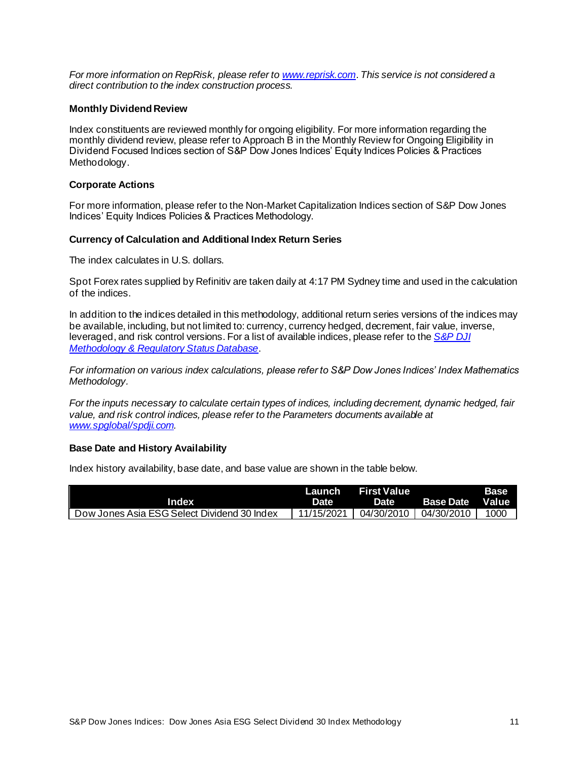*For more information on RepRisk, please refer to [www.reprisk.com](www.reprisk.com). This service is not considered a direct contribution to the index construction process.*

### Monthly Dividend Review

Index constituents are reviewed monthly for ongoing eligibility. For more information regarding the monthly dividend review, please refer to Approach B in the Monthly Review for Ongoing Eligibility in Dividend Focused Indices section of S&P Dow Jones Indices' Equity Indices Policies & Practices Methodology.

### Corporate Actions

For more information, please refer to the Non-Market Capitalization Indices section of S&P Dow Jones Indices' Equity Indices Policies & Practices Methodology.

### Currency of Calculation and Additional Index Return Series

The index calculates in U.S. dollars.

Spot Forex rates supplied by Refinitiv are taken daily at 4:17 PM Sydney time and used in the calculation of the indices.

In addition to the indices detailed in this methodology, additional return series versions of the indices may be available, including, but not limited to: currency, currency hedged, decrement, fair value, inverse, leveraged, and risk control versions. For a list of available indices, please refer to the *[S&P DJI Methodology & Regulatory Status Database](S&P DJI Methodology & Regulatory Status Database)*.

*For information on various index calculations, please refer to S&P Dow Jones Indices' Index Mathematics Methodology.*

*For the inputs necessary to calculate certain types of indices, including decrement, dynamic hedged, fair value, and risk control indices, please refer to the Parameters documents available at [www.spglobal/spdji.com](www.spglobal/spdji.com).*

### Base Date and History Availability

Index history availability, base date, and base value are shown in the table below.

| Index | Launch Date | First Value Date | Base Date | Base Value |
|---|---|---|---|---|
| Dow Jones Asia ESG Select Dividend 30 Index | 11/15/2021 | 04/30/2010 | 04/30/2010 | 1000 |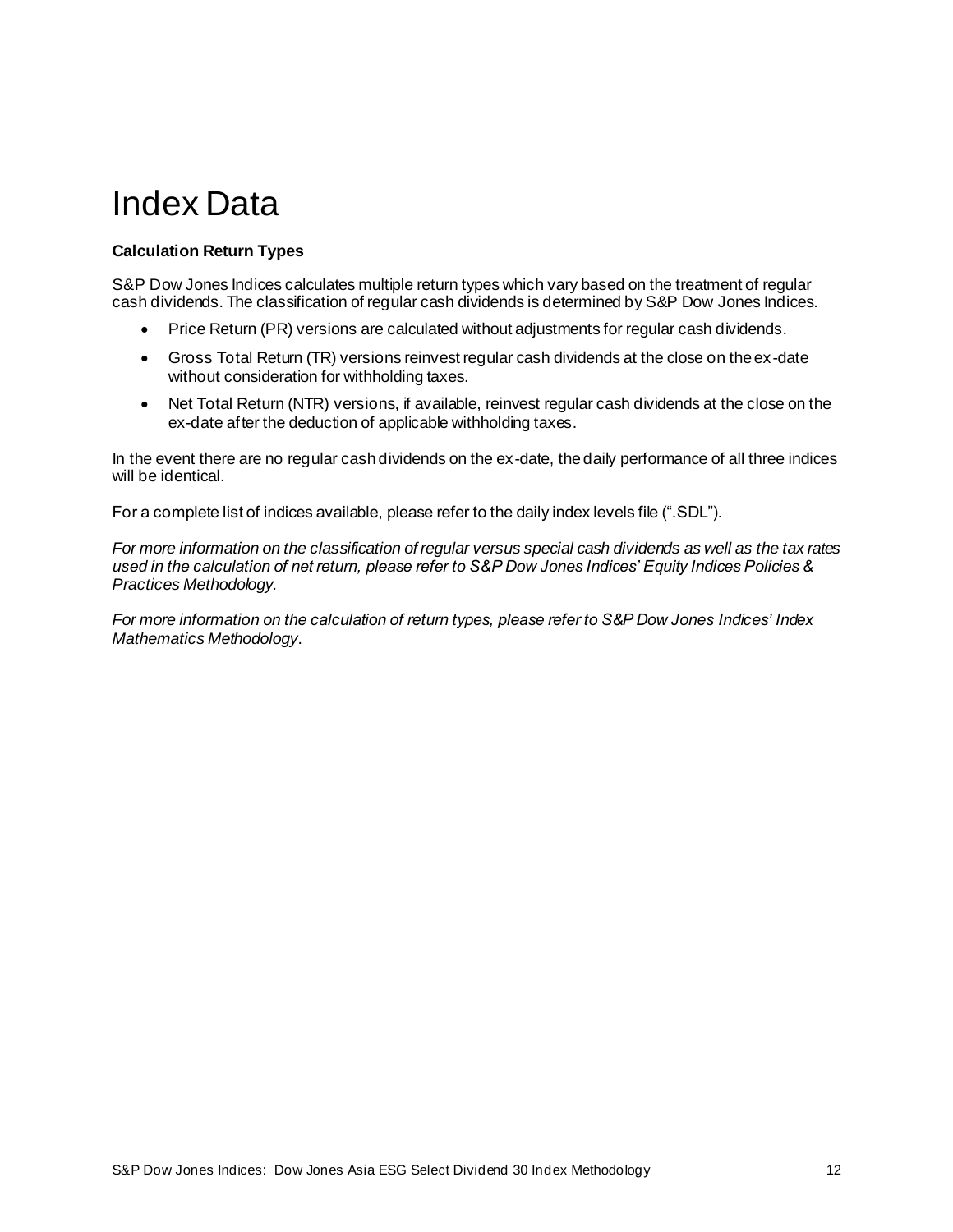# Index Data

**Calculation Return Types**

S&P Dow Jones Indices calculates multiple return types which vary based on the treatment of regular cash dividends. The classification of regular cash dividends is determined by S&P Dow Jones Indices.

- Price Return (PR) versions are calculated without adjustments for regular cash dividends.
- Gross Total Return (TR) versions reinvest regular cash dividends at the close on the ex-date without consideration for withholding taxes.
- Net Total Return (NTR) versions, if available, reinvest regular cash dividends at the close on the ex-date after the deduction of applicable withholding taxes.

In the event there are no regular cash dividends on the ex-date, the daily performance of all three indices will be identical.

For a complete list of indices available, please refer to the daily index levels file (".SDL").

*For more information on the classification of regular versus special cash dividends as well as the tax rates used in the calculation of net return, please refer to S&P Dow Jones Indices' Equity Indices Policies & Practices Methodology.*

*For more information on the calculation of return types, please refer to S&P Dow Jones Indices' Index Mathematics Methodology.*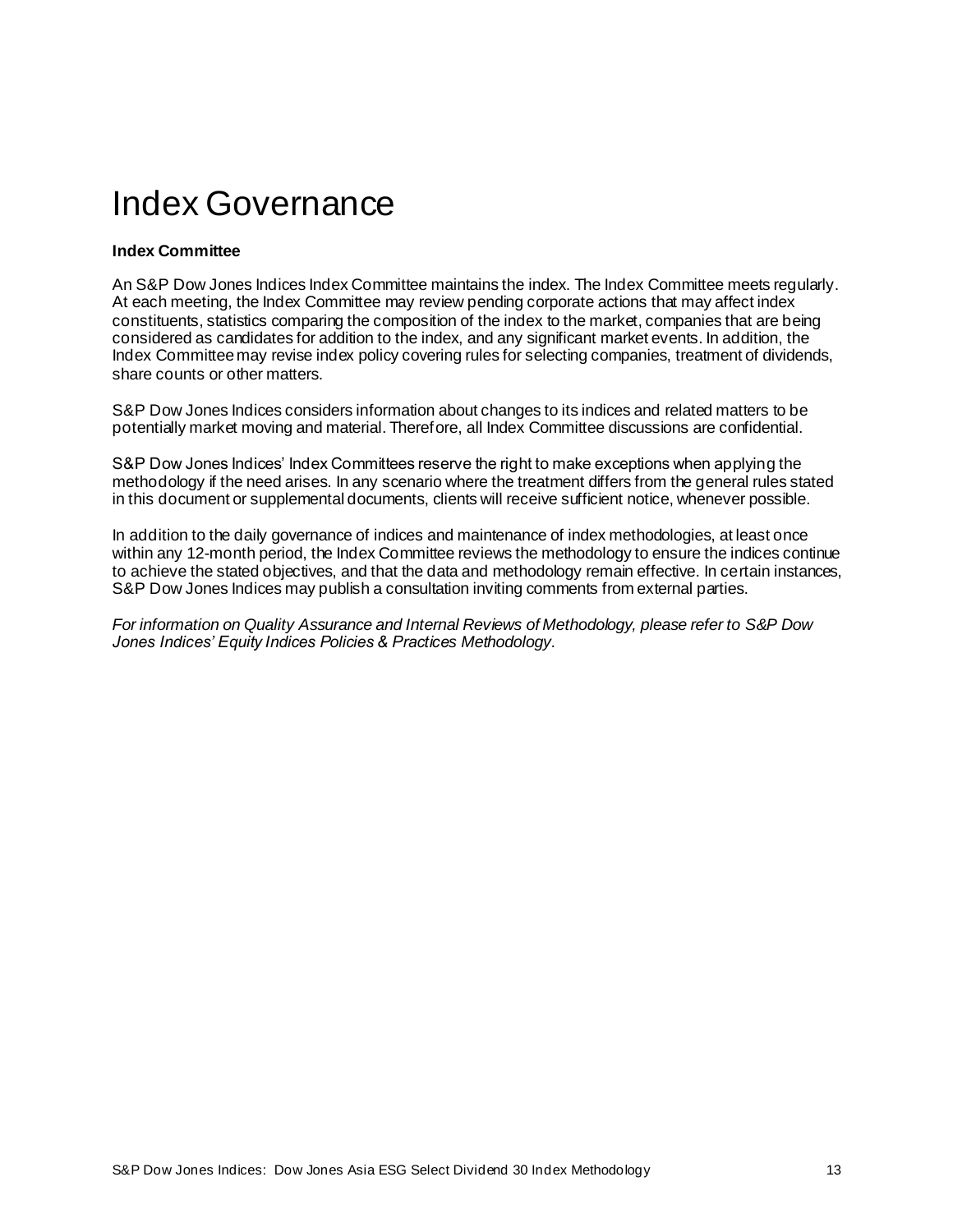# Index Governance

**Index Committee**

An S&P Dow Jones Indices Index Committee maintains the index. The Index Committee meets regularly. At each meeting, the Index Committee may review pending corporate actions that may affect index constituents, statistics comparing the composition of the index to the market, companies that are being considered as candidates for addition to the index, and any significant market events. In addition, the Index Committee may revise index policy covering rules for selecting companies, treatment of dividends, share counts or other matters.

S&P Dow Jones Indices considers information about changes to its indices and related matters to be potentially market moving and material. Therefore, all Index Committee discussions are confidential.

S&P Dow Jones Indices' Index Committees reserve the right to make exceptions when applying the methodology if the need arises. In any scenario where the treatment differs from the general rules stated in this document or supplemental documents, clients will receive sufficient notice, whenever possible.

In addition to the daily governance of indices and maintenance of index methodologies, at least once within any 12-month period, the Index Committee reviews the methodology to ensure the indices continue to achieve the stated objectives, and that the data and methodology remain effective. In certain instances, S&P Dow Jones Indices may publish a consultation inviting comments from external parties.

*For information on Quality Assurance and Internal Reviews of Methodology, please refer to S&P Dow Jones Indices' Equity Indices Policies & Practices Methodology*.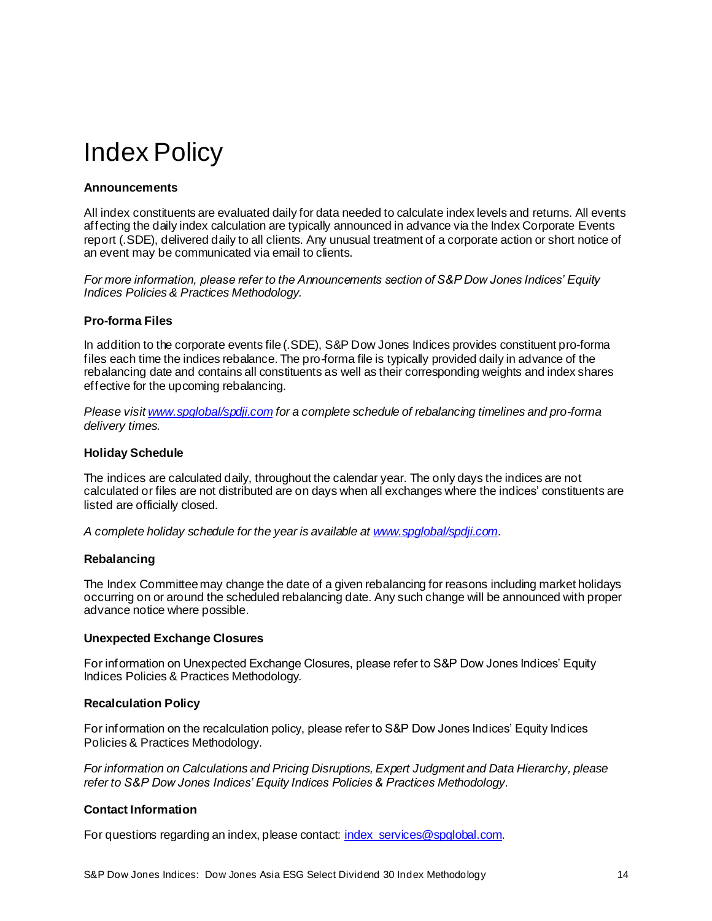# Index Policy

### Announcements

All index constituents are evaluated daily for data needed to calculate index levels and returns. All events affecting the daily index calculation are typically announced in advance via the Index Corporate Events report (.SDE), delivered daily to all clients. Any unusual treatment of a corporate action or short notice of an event may be communicated via email to clients.

*For more information, please refer to the Announcements section of S&P Dow Jones Indices' Equity Indices Policies & Practices Methodology.*

### Pro-forma Files

In addition to the corporate events file (.SDE), S&P Dow Jones Indices provides constituent pro-forma files each time the indices rebalance. The pro-forma file is typically provided daily in advance of the rebalancing date and contains all constituents as well as their corresponding weights and index shares effective for the upcoming rebalancing.

*Please visit [www.spglobal/spdji.com](www.spglobal/spdji.com) for a complete schedule of rebalancing timelines and pro-forma delivery times.*

### Holiday Schedule

The indices are calculated daily, throughout the calendar year. The only days the indices are not calculated or files are not distributed are on days when all exchanges where the indices' constituents are listed are officially closed.

*A complete holiday schedule for the year is available at [www.spglobal/spdji.com](www.spglobal/spdji.com).*

### Rebalancing

The Index Committee may change the date of a given rebalancing for reasons including market holidays occurring on or around the scheduled rebalancing date. Any such change will be announced with proper advance notice where possible.

### Unexpected Exchange Closures

For information on Unexpected Exchange Closures, please refer to S&P Dow Jones Indices' Equity Indices Policies & Practices Methodology.

### Recalculation Policy

For information on the recalculation policy, please refer to S&P Dow Jones Indices' Equity Indices Policies & Practices Methodology.

*For information on Calculations and Pricing Disruptions, Expert Judgment and Data Hierarchy, please refer to S&P Dow Jones Indices' Equity Indices Policies & Practices Methodology.*

### Contact Information

For questions regarding an index, please contact: [index_services@spglobal.com](mailto:index_services@spglobal.com).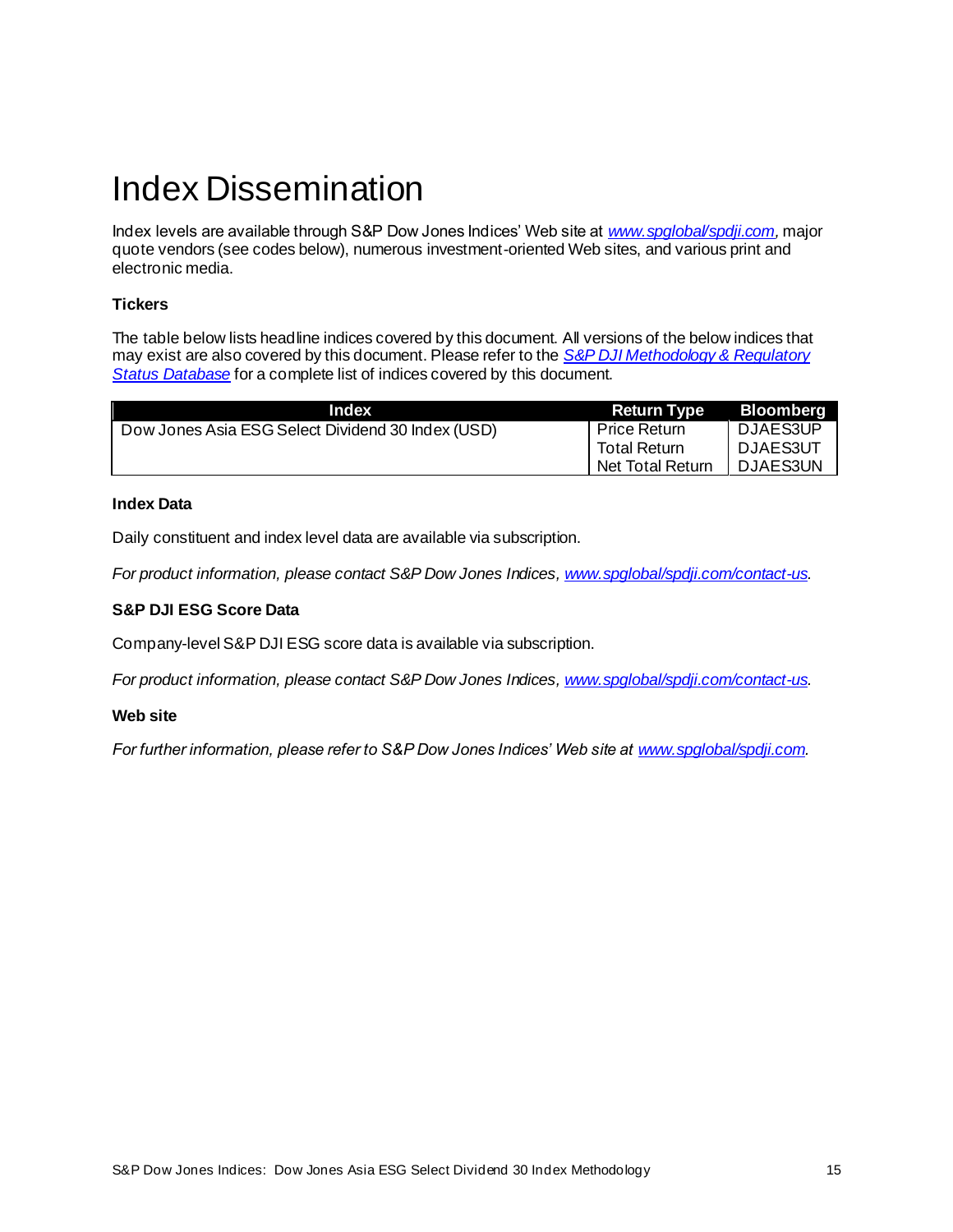# Index Dissemination

Index levels are available through S&P Dow Jones Indices' Web site at *www.spglobal/spdji.com*, major quote vendors (see codes below), numerous investment-oriented Web sites, and various print and electronic media.

### Tickers

The table below lists headline indices covered by this document. All versions of the below indices that may exist are also covered by this document. Please refer to the *S&P DJI Methodology & Regulatory Status Database* for a complete list of indices covered by this document.

| Index | Return Type | Bloomberg |
|---|---|---|
| Dow Jones Asia ESG Select Dividend 30 Index (USD) | Price Return | DJAES3UP |
| | Total Return | DJAES3UT |
| | Net Total Return | DJAES3UN |

### Index Data

Daily constituent and index level data are available via subscription.

*For product information, please contact S&P Dow Jones Indices, www.spglobal/spdji.com/contact-us.*

### S&P DJI ESG Score Data

Company-level S&P DJI ESG score data is available via subscription.

*For product information, please contact S&P Dow Jones Indices, www.spglobal/spdji.com/contact-us.*

### Web site

*For further information, please refer to S&P Dow Jones Indices' Web site at www.spglobal/spdji.com.*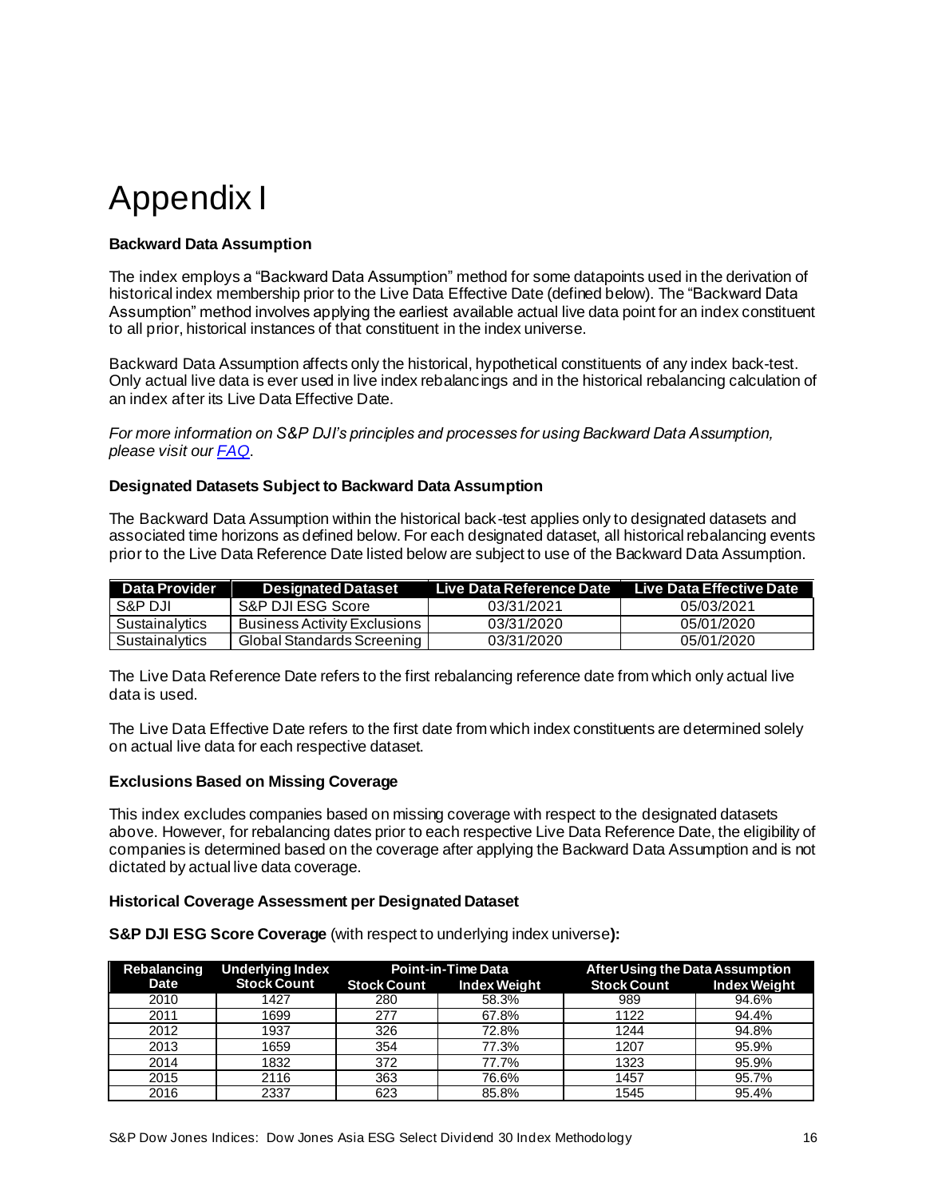# Appendix I

**Backward Data Assumption**

The index employs a "Backward Data Assumption" method for some datapoints used in the derivation of historical index membership prior to the Live Data Effective Date (defined below). The "Backward Data Assumption" method involves applying the earliest available actual live data point for an index constituent to all prior, historical instances of that constituent in the index universe.

Backward Data Assumption affects only the historical, hypothetical constituents of any index back-test. Only actual live data is ever used in live index rebalancings and in the historical rebalancing calculation of an index after its Live Data Effective Date.

*For more information on S&P DJI's principles and processes for using Backward Data Assumption, please visit our [FAQ](FAQ).*

**Designated Datasets Subject to Backward Data Assumption**

The Backward Data Assumption within the historical back-test applies only to designated datasets and associated time horizons as defined below. For each designated dataset, all historical rebalancing events prior to the Live Data Reference Date listed below are subject to use of the Backward Data Assumption.

| Data Provider | Designated Dataset | Live Data Reference Date | Live Data Effective Date |
|---|---|---|---|
| S&P DJI | S&P DJI ESG Score | 03/31/2021 | 05/03/2021 |
| Sustainalytics | Business Activity Exclusions | 03/31/2020 | 05/01/2020 |
| Sustainalytics | Global Standards Screening | 03/31/2020 | 05/01/2020 |

The Live Data Reference Date refers to the first rebalancing reference date from which only actual live data is used.

The Live Data Effective Date refers to the first date from which index constituents are determined solely on actual live data for each respective dataset.

**Exclusions Based on Missing Coverage**

This index excludes companies based on missing coverage with respect to the designated datasets above. However, for rebalancing dates prior to each respective Live Data Reference Date, the eligibility of companies is determined based on the coverage after applying the Backward Data Assumption and is not dictated by actual live data coverage.

**Historical Coverage Assessment per Designated Dataset**

**S&P DJI ESG Score Coverage** (with respect to underlying index universe**):**

| Rebalancing Date | Underlying Index Stock Count | Point-in-Time Data | | After Using the Data Assumption | |
|---|---|---|---|---|---|
| | | Stock Count | Index Weight | Stock Count | Index Weight |
| 2010 | 1427 | 280 | 58.3% | 989 | 94.6% |
| 2011 | 1699 | 277 | 67.8% | 1122 | 94.4% |
| 2012 | 1937 | 326 | 72.8% | 1244 | 94.8% |
| 2013 | 1659 | 354 | 77.3% | 1207 | 95.9% |
| 2014 | 1832 | 372 | 77.7% | 1323 | 95.9% |
| 2015 | 2116 | 363 | 76.6% | 1457 | 95.7% |
| 2016 | 2337 | 623 | 85.8% | 1545 | 95.4% |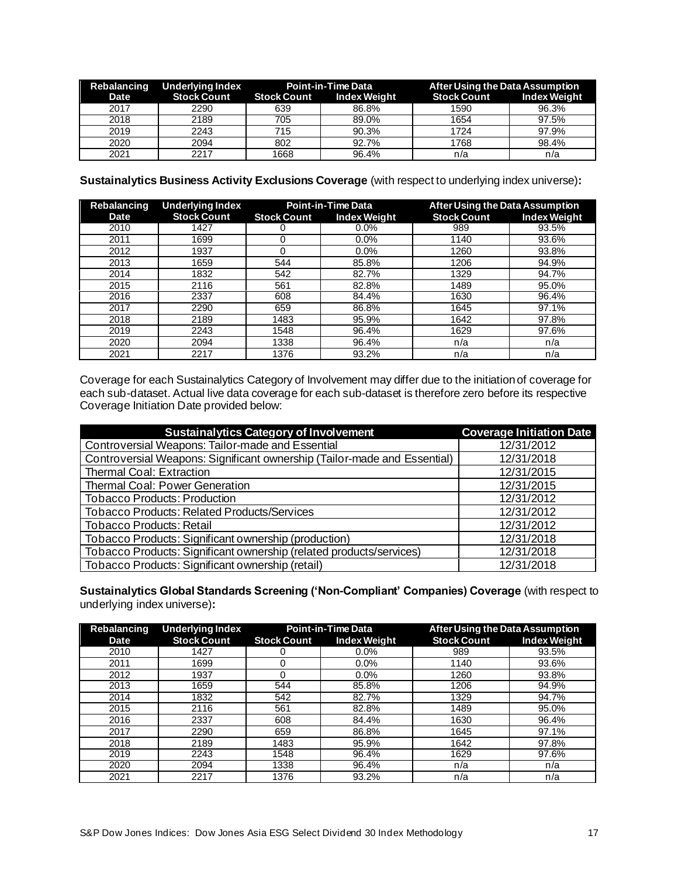| Rebalancing Date | Underlying Index Stock Count | Point-in-Time Data | | After Using the Data Assumption | |
|---|---|---|---|---|---|
| | | Stock Count | Index Weight | Stock Count | Index Weight |
| 2017 | 2290 | 639 | 86.8% | 1590 | 96.3% |
| 2018 | 2189 | 705 | 89.0% | 1654 | 97.5% |
| 2019 | 2243 | 715 | 90.3% | 1724 | 97.9% |
| 2020 | 2094 | 802 | 92.7% | 1768 | 98.4% |
| 2021 | 2217 | 1668 | 96.4% | n/a | n/a |

**Sustainalytics Business Activity Exclusions Coverage** (with respect to underlying index universe)**:**

| Rebalancing Date | Underlying Index Stock Count | Point-in-Time Data | | After Using the Data Assumption | |
|---|---|---|---|---|---|
| | | Stock Count | Index Weight | Stock Count | Index Weight |
| 2010 | 1427 | 0 | 0.0% | 989 | 93.5% |
| 2011 | 1699 | 0 | 0.0% | 1140 | 93.6% |
| 2012 | 1937 | 0 | 0.0% | 1260 | 93.8% |
| 2013 | 1659 | 544 | 85.8% | 1206 | 94.9% |
| 2014 | 1832 | 542 | 82.7% | 1329 | 94.7% |
| 2015 | 2116 | 561 | 82.8% | 1489 | 95.0% |
| 2016 | 2337 | 608 | 84.4% | 1630 | 96.4% |
| 2017 | 2290 | 659 | 86.8% | 1645 | 97.1% |
| 2018 | 2189 | 1483 | 95.9% | 1642 | 97.8% |
| 2019 | 2243 | 1548 | 96.4% | 1629 | 97.6% |
| 2020 | 2094 | 1338 | 96.4% | n/a | n/a |
| 2021 | 2217 | 1376 | 93.2% | n/a | n/a |

Coverage for each Sustainalytics Category of Involvement may differ due to the initiation of coverage for each sub-dataset. Actual live data coverage for each sub-dataset is therefore zero before its respective Coverage Initiation Date provided below:

| Sustainalytics Category of Involvement | Coverage Initiation Date |
|---|---|
| Controversial Weapons: Tailor-made and Essential | 12/31/2012 |
| Controversial Weapons: Significant ownership (Tailor-made and Essential) | 12/31/2018 |
| Thermal Coal: Extraction | 12/31/2015 |
| Thermal Coal: Power Generation | 12/31/2015 |
| Tobacco Products: Production | 12/31/2012 |
| Tobacco Products: Related Products/Services | 12/31/2012 |
| Tobacco Products: Retail | 12/31/2012 |
| Tobacco Products: Significant ownership (production) | 12/31/2018 |
| Tobacco Products: Significant ownership (related products/services) | 12/31/2018 |
| Tobacco Products: Significant ownership (retail) | 12/31/2018 |

**Sustainalytics Global Standards Screening ('Non-Compliant' Companies) Coverage** (with respect to underlying index universe)**:**

| Rebalancing Date | Underlying Index Stock Count | Point-in-Time Data | | After Using the Data Assumption | |
|---|---|---|---|---|---|
| | | Stock Count | Index Weight | Stock Count | Index Weight |
| 2010 | 1427 | 0 | 0.0% | 989 | 93.5% |
| 2011 | 1699 | 0 | 0.0% | 1140 | 93.6% |
| 2012 | 1937 | 0 | 0.0% | 1260 | 93.8% |
| 2013 | 1659 | 544 | 85.8% | 1206 | 94.9% |
| 2014 | 1832 | 542 | 82.7% | 1329 | 94.7% |
| 2015 | 2116 | 561 | 82.8% | 1489 | 95.0% |
| 2016 | 2337 | 608 | 84.4% | 1630 | 96.4% |
| 2017 | 2290 | 659 | 86.8% | 1645 | 97.1% |
| 2018 | 2189 | 1483 | 95.9% | 1642 | 97.8% |
| 2019 | 2243 | 1548 | 96.4% | 1629 | 97.6% |
| 2020 | 2094 | 1338 | 96.4% | n/a | n/a |
| 2021 | 2217 | 1376 | 93.2% | n/a | n/a |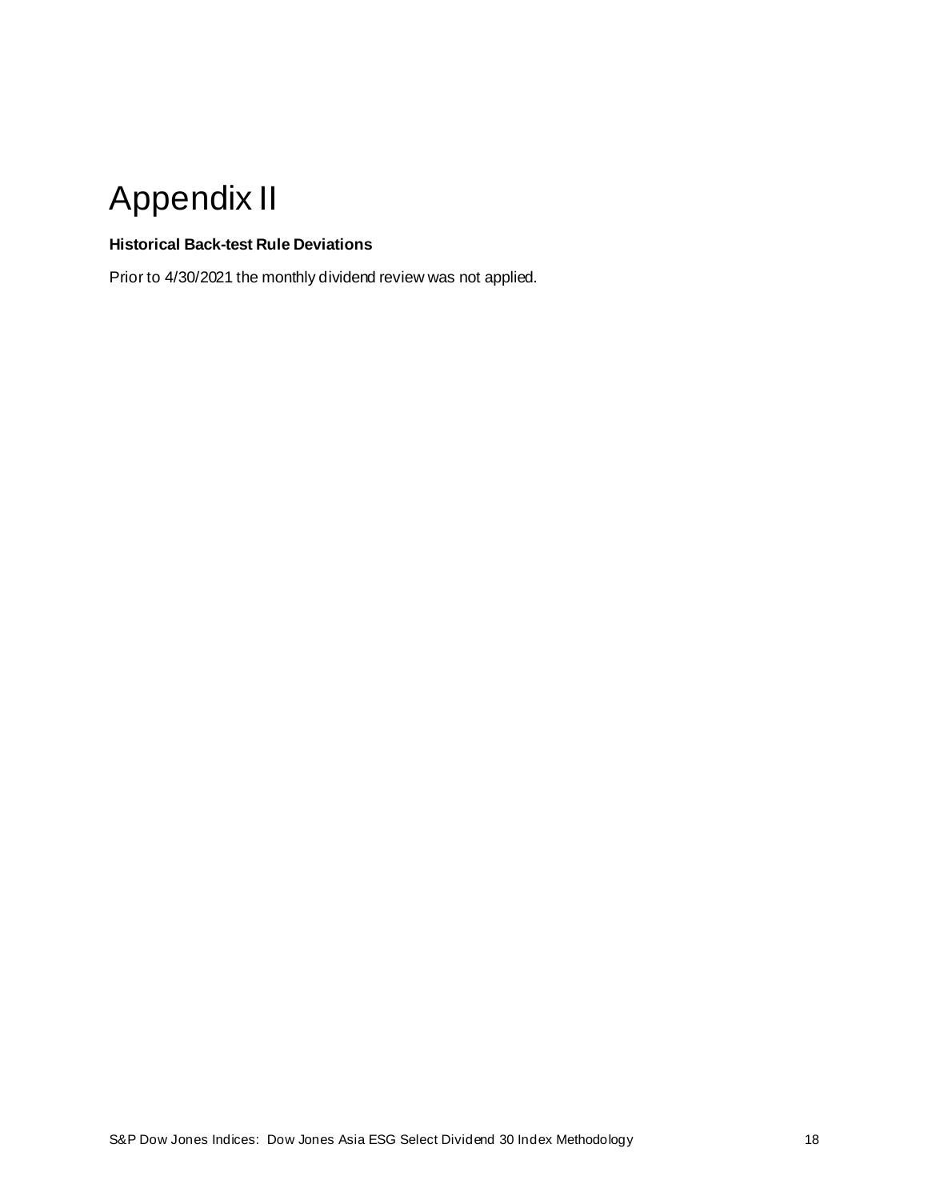# Appendix II

**Historical Back-test Rule Deviations**

Prior to 4/30/2021 the monthly dividend review was not applied.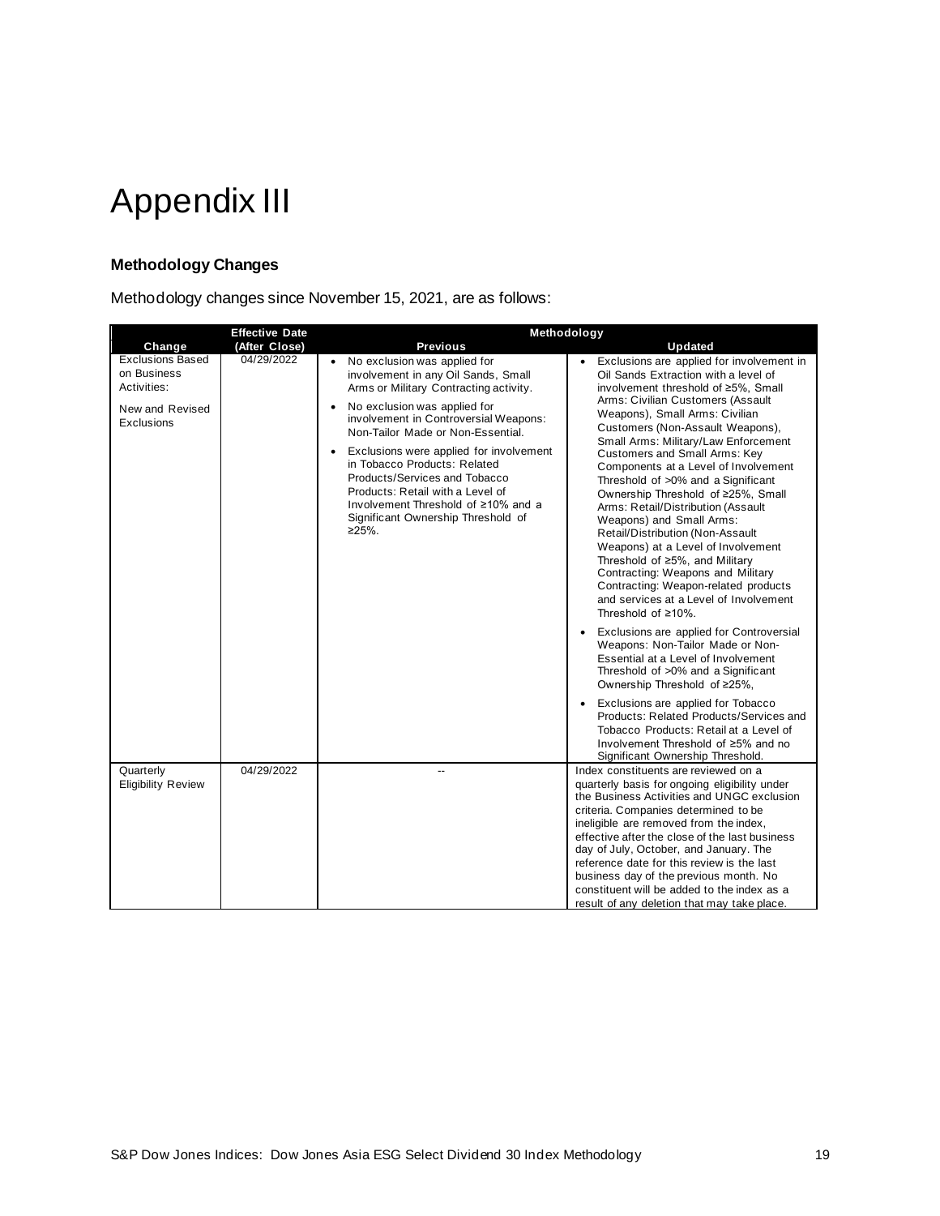# Appendix III

### Methodology Changes

Methodology changes since November 15, 2021, are as follows:

| Change | Effective Date (After Close) | Methodology | |
|---|---|---|---|
| | | Previous | Updated |
| Exclusions Based on Business Activities: New and Revised Exclusions | 04/29/2022 | • No exclusion was applied for involvement in any Oil Sands, Small Arms or Military Contracting activity. <br> • No exclusion was applied for involvement in Controversial Weapons: Non-Tailor Made or Non-Essential. <br> • Exclusions were applied for involvement in Tobacco Products: Related Products/Services and Tobacco Products: Retail with a Level of Involvement Threshold of ≥10% and a Significant Ownership Threshold of ≥25%. | • Exclusions are applied for involvement in Oil Sands Extraction with a level of involvement threshold of ≥5%, Small Arms: Civilian Customers (Assault Weapons), Small Arms: Civilian Customers (Non-Assault Weapons), Small Arms: Military/Law Enforcement Customers and Small Arms: Key Components at a Level of Involvement Threshold of >0% and a Significant Ownership Threshold of ≥25%, Small Arms: Retail/Distribution (Assault Weapons) and Small Arms: Retail/Distribution (Non-Assault Weapons) at a Level of Involvement Threshold of ≥5%, and Military Contracting: Weapons and Military Contracting: Weapon-related products and services at a Level of Involvement Threshold of ≥10%. <br> • Exclusions are applied for Controversial Weapons: Non-Tailor Made or Non-Essential at a Level of Involvement Threshold of >0% and a Significant Ownership Threshold of ≥25%, <br> • Exclusions are applied for Tobacco Products: Related Products/Services and Tobacco Products: Retail at a Level of Involvement Threshold of ≥5% and no Significant Ownership Threshold. |
| Quarterly Eligibility Review | 04/29/2022 | -- | Index constituents are reviewed on a quarterly basis for ongoing eligibility under the Business Activities and UNGC exclusion criteria. Companies determined to be ineligible are removed from the index, effective after the close of the last business day of July, October, and January. The reference date for this review is the last business day of the previous month. No constituent will be added to the index as a result of any deletion that may take place. |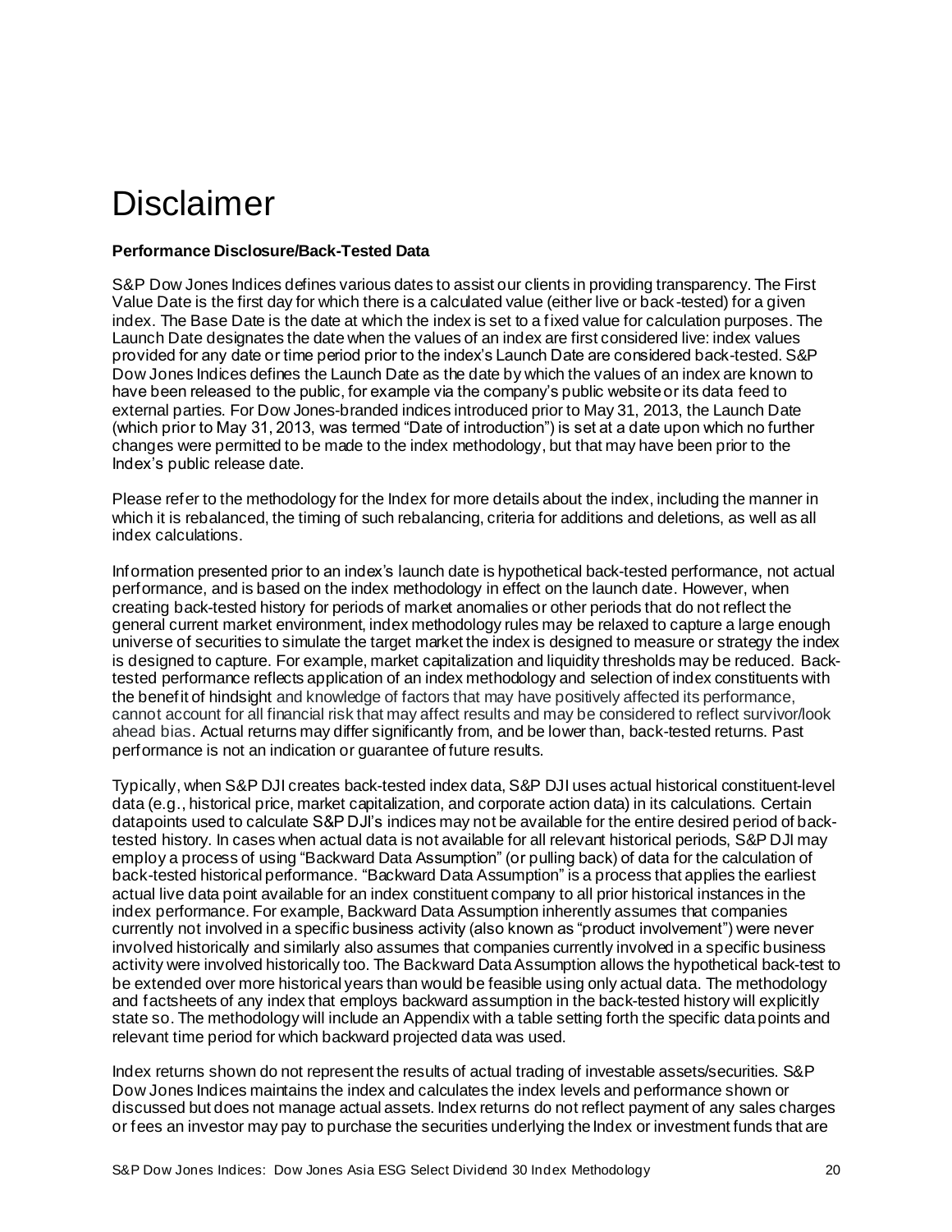# Disclaimer

**Performance Disclosure/Back-Tested Data**

S&P Dow Jones Indices defines various dates to assist our clients in providing transparency. The First Value Date is the first day for which there is a calculated value (either live or back-tested) for a given index. The Base Date is the date at which the index is set to a fixed value for calculation purposes. The Launch Date designates the date when the values of an index are first considered live: index values provided for any date or time period prior to the index's Launch Date are considered back-tested. S&P Dow Jones Indices defines the Launch Date as the date by which the values of an index are known to have been released to the public, for example via the company's public website or its data feed to external parties. For Dow Jones-branded indices introduced prior to May 31, 2013, the Launch Date (which prior to May 31, 2013, was termed "Date of introduction") is set at a date upon which no further changes were permitted to be made to the index methodology, but that may have been prior to the Index's public release date.

Please refer to the methodology for the Index for more details about the index, including the manner in which it is rebalanced, the timing of such rebalancing, criteria for additions and deletions, as well as all index calculations.

Information presented prior to an index's launch date is hypothetical back-tested performance, not actual performance, and is based on the index methodology in effect on the launch date. However, when creating back-tested history for periods of market anomalies or other periods that do not reflect the general current market environment, index methodology rules may be relaxed to capture a large enough universe of securities to simulate the target market the index is designed to measure or strategy the index is designed to capture. For example, market capitalization and liquidity thresholds may be reduced. Back-tested performance reflects application of an index methodology and selection of index constituents with the benefit of hindsight and knowledge of factors that may have positively affected its performance, cannot account for all financial risk that may affect results and may be considered to reflect survivor/look ahead bias. Actual returns may differ significantly from, and be lower than, back-tested returns. Past performance is not an indication or guarantee of future results.

Typically, when S&P DJI creates back-tested index data, S&P DJI uses actual historical constituent-level data (e.g., historical price, market capitalization, and corporate action data) in its calculations. Certain datapoints used to calculate S&P DJI's indices may not be available for the entire desired period of back-tested history. In cases when actual data is not available for all relevant historical periods, S&P DJI may employ a process of using "Backward Data Assumption" (or pulling back) of data for the calculation of back-tested historical performance. "Backward Data Assumption" is a process that applies the earliest actual live data point available for an index constituent company to all prior historical instances in the index performance. For example, Backward Data Assumption inherently assumes that companies currently not involved in a specific business activity (also known as "product involvement") were never involved historically and similarly also assumes that companies currently involved in a specific business activity were involved historically too. The Backward Data Assumption allows the hypothetical back-test to be extended over more historical years than would be feasible using only actual data. The methodology and factsheets of any index that employs backward assumption in the back-tested history will explicitly state so. The methodology will include an Appendix with a table setting forth the specific data points and relevant time period for which backward projected data was used.

Index returns shown do not represent the results of actual trading of investable assets/securities. S&P Dow Jones Indices maintains the index and calculates the index levels and performance shown or discussed but does not manage actual assets. Index returns do not reflect payment of any sales charges or fees an investor may pay to purchase the securities underlying the Index or investment funds that are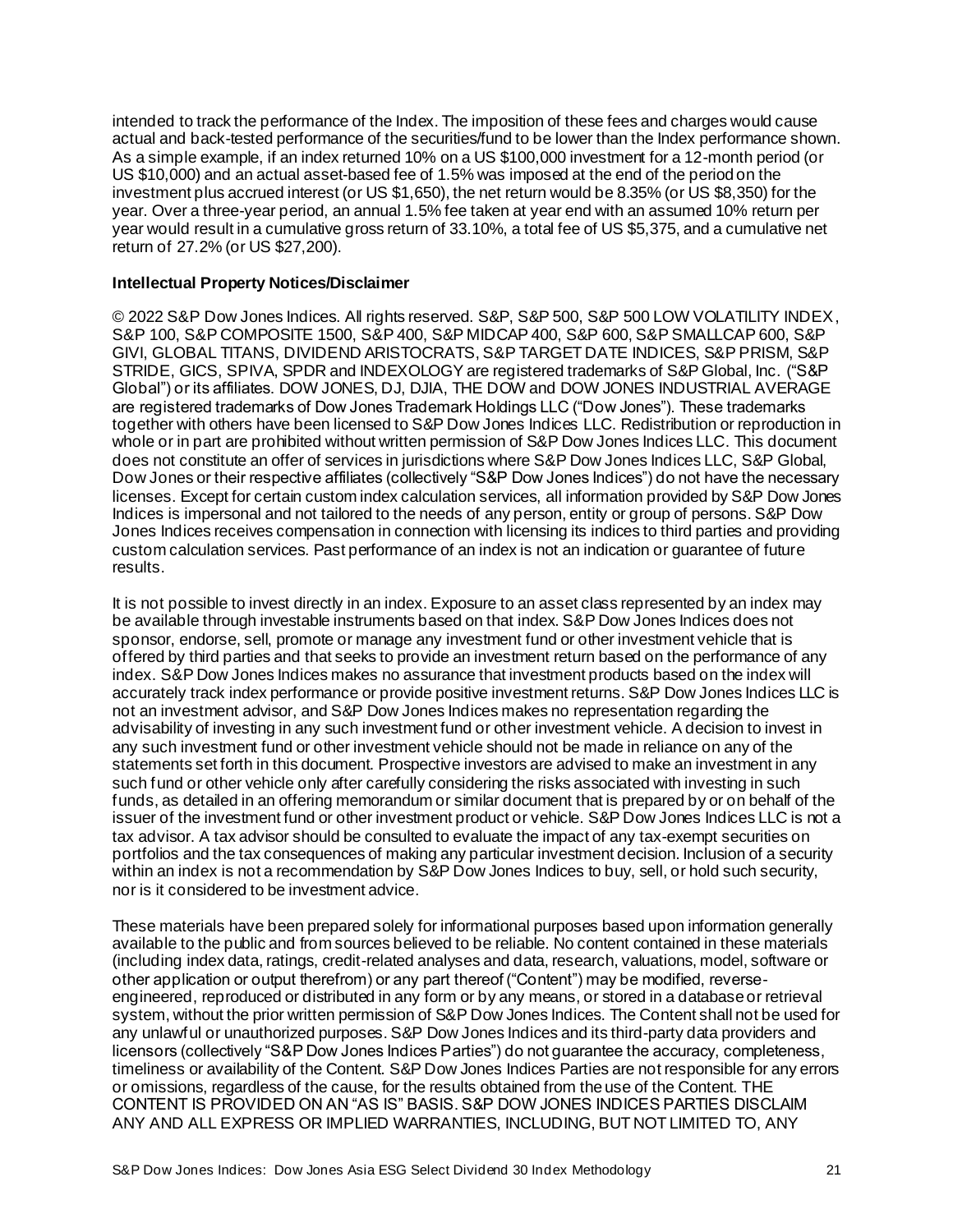intended to track the performance of the Index. The imposition of these fees and charges would cause actual and back-tested performance of the securities/fund to be lower than the Index performance shown. As a simple example, if an index returned 10% on a US $100,000 investment for a 12-month period (or US $10,000) and an actual asset-based fee of 1.5% was imposed at the end of the period on the investment plus accrued interest (or US $1,650), the net return would be 8.35% (or US $8,350) for the year. Over a three-year period, an annual 1.5% fee taken at year end with an assumed 10% return per year would result in a cumulative gross return of 33.10%, a total fee of US $5,375, and a cumulative net return of 27.2% (or US $27,200).

**Intellectual Property Notices/Disclaimer**

© 2022 S&P Dow Jones Indices. All rights reserved. S&P, S&P 500, S&P 500 LOW VOLATILITY INDEX, S&P 100, S&P COMPOSITE 1500, S&P 400, S&P MIDCAP 400, S&P 600, S&P SMALLCAP 600, S&P GIVI, GLOBAL TITANS, DIVIDEND ARISTOCRATS, S&P TARGET DATE INDICES, S&P PRISM, S&P STRIDE, GICS, SPIVA, SPDR and INDEXOLOGY are registered trademarks of S&P Global, Inc. ("S&P Global") or its affiliates. DOW JONES, DJ, DJIA, THE DOW and DOW JONES INDUSTRIAL AVERAGE are registered trademarks of Dow Jones Trademark Holdings LLC ("Dow Jones"). These trademarks together with others have been licensed to S&P Dow Jones Indices LLC. Redistribution or reproduction in whole or in part are prohibited without written permission of S&P Dow Jones Indices LLC. This document does not constitute an offer of services in jurisdictions where S&P Dow Jones Indices LLC, S&P Global, Dow Jones or their respective affiliates (collectively "S&P Dow Jones Indices") do not have the necessary licenses. Except for certain custom index calculation services, all information provided by S&P Dow Jones Indices is impersonal and not tailored to the needs of any person, entity or group of persons. S&P Dow Jones Indices receives compensation in connection with licensing its indices to third parties and providing custom calculation services. Past performance of an index is not an indication or guarantee of future results.

It is not possible to invest directly in an index. Exposure to an asset class represented by an index may be available through investable instruments based on that index. S&P Dow Jones Indices does not sponsor, endorse, sell, promote or manage any investment fund or other investment vehicle that is offered by third parties and that seeks to provide an investment return based on the performance of any index. S&P Dow Jones Indices makes no assurance that investment products based on the index will accurately track index performance or provide positive investment returns. S&P Dow Jones Indices LLC is not an investment advisor, and S&P Dow Jones Indices makes no representation regarding the advisability of investing in any such investment fund or other investment vehicle. A decision to invest in any such investment fund or other investment vehicle should not be made in reliance on any of the statements set forth in this document. Prospective investors are advised to make an investment in any such fund or other vehicle only after carefully considering the risks associated with investing in such funds, as detailed in an offering memorandum or similar document that is prepared by or on behalf of the issuer of the investment fund or other investment product or vehicle. S&P Dow Jones Indices LLC is not a tax advisor. A tax advisor should be consulted to evaluate the impact of any tax-exempt securities on portfolios and the tax consequences of making any particular investment decision. Inclusion of a security within an index is not a recommendation by S&P Dow Jones Indices to buy, sell, or hold such security, nor is it considered to be investment advice.

These materials have been prepared solely for informational purposes based upon information generally available to the public and from sources believed to be reliable. No content contained in these materials (including index data, ratings, credit-related analyses and data, research, valuations, model, software or other application or output therefrom) or any part thereof ("Content") may be modified, reverse-engineered, reproduced or distributed in any form or by any means, or stored in a database or retrieval system, without the prior written permission of S&P Dow Jones Indices. The Content shall not be used for any unlawful or unauthorized purposes. S&P Dow Jones Indices and its third-party data providers and licensors (collectively "S&P Dow Jones Indices Parties") do not guarantee the accuracy, completeness, timeliness or availability of the Content. S&P Dow Jones Indices Parties are not responsible for any errors or omissions, regardless of the cause, for the results obtained from the use of the Content. THE CONTENT IS PROVIDED ON AN "AS IS" BASIS. S&P DOW JONES INDICES PARTIES DISCLAIM ANY AND ALL EXPRESS OR IMPLIED WARRANTIES, INCLUDING, BUT NOT LIMITED TO, ANY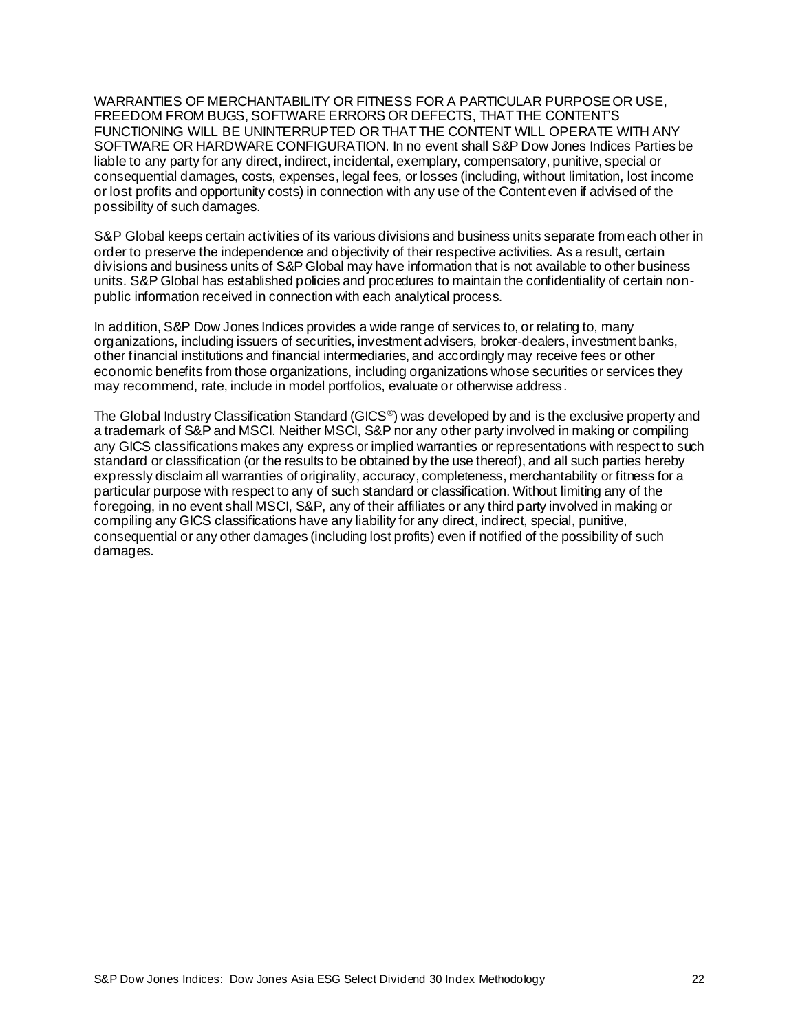WARRANTIES OF MERCHANTABILITY OR FITNESS FOR A PARTICULAR PURPOSE OR USE, FREEDOM FROM BUGS, SOFTWARE ERRORS OR DEFECTS, THAT THE CONTENT'S FUNCTIONING WILL BE UNINTERRUPTED OR THAT THE CONTENT WILL OPERATE WITH ANY SOFTWARE OR HARDWARE CONFIGURATION. In no event shall S&P Dow Jones Indices Parties be liable to any party for any direct, indirect, incidental, exemplary, compensatory, punitive, special or consequential damages, costs, expenses, legal fees, or losses (including, without limitation, lost income or lost profits and opportunity costs) in connection with any use of the Content even if advised of the possibility of such damages.

S&P Global keeps certain activities of its various divisions and business units separate from each other in order to preserve the independence and objectivity of their respective activities. As a result, certain divisions and business units of S&P Global may have information that is not available to other business units. S&P Global has established policies and procedures to maintain the confidentiality of certain non-public information received in connection with each analytical process.

In addition, S&P Dow Jones Indices provides a wide range of services to, or relating to, many organizations, including issuers of securities, investment advisers, broker-dealers, investment banks, other financial institutions and financial intermediaries, and accordingly may receive fees or other economic benefits from those organizations, including organizations whose securities or services they may recommend, rate, include in model portfolios, evaluate or otherwise address.

The Global Industry Classification Standard (GICS®) was developed by and is the exclusive property and a trademark of S&P and MSCI. Neither MSCI, S&P nor any other party involved in making or compiling any GICS classifications makes any express or implied warranties or representations with respect to such standard or classification (or the results to be obtained by the use thereof), and all such parties hereby expressly disclaim all warranties of originality, accuracy, completeness, merchantability or fitness for a particular purpose with respect to any of such standard or classification. Without limiting any of the foregoing, in no event shall MSCI, S&P, any of their affiliates or any third party involved in making or compiling any GICS classifications have any liability for any direct, indirect, special, punitive, consequential or any other damages (including lost profits) even if notified of the possibility of such damages.